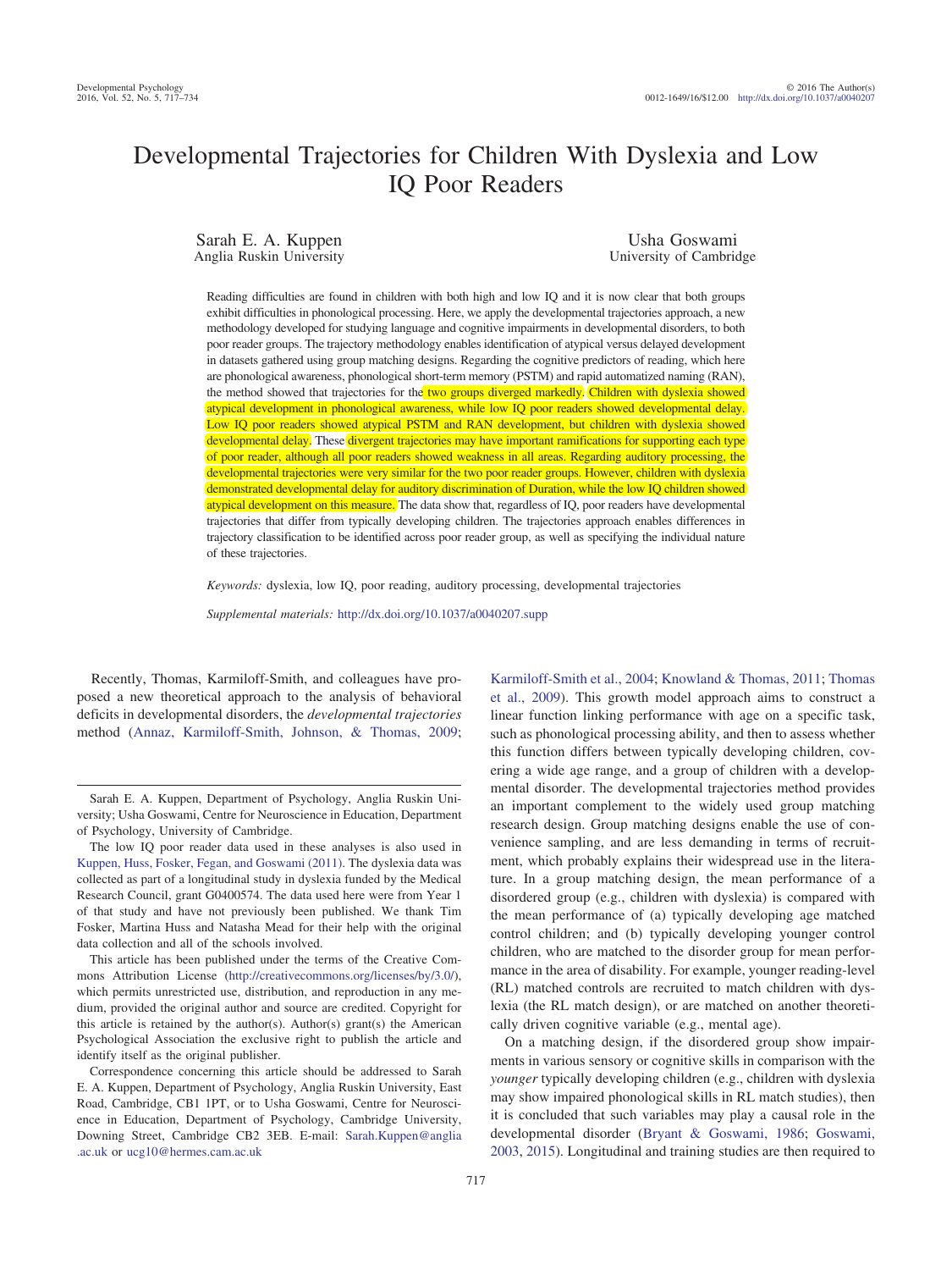# Developmental Trajectories for Children With Dyslexia and Low IQ Poor Readers

Sarah E. A. Kuppen
Anglia Ruskin University

Usha Goswami
University of Cambridge

Reading difficulties are found in children with both high and low IQ and it is now clear that both groups exhibit difficulties in phonological processing. Here, we apply the developmental trajectories approach, a new methodology developed for studying language and cognitive impairments in developmental disorders, to both poor reader groups. The trajectory methodology enables identification of atypical versus delayed development in datasets gathered using group matching designs. Regarding the cognitive predictors of reading, which here are phonological awareness, phonological short-term memory (PSTM) and rapid automatized naming (RAN), the method showed that trajectories for the two groups diverged markedly. Children with dyslexia showed atypical development in phonological awareness, while low IQ poor readers showed developmental delay. Low IQ poor readers showed atypical PSTM and RAN development, but children with dyslexia showed developmental delay. These divergent trajectories may have important ramifications for supporting each type of poor reader, although all poor readers showed weakness in all areas. Regarding auditory processing, the developmental trajectories were very similar for the two poor reader groups. However, children with dyslexia demonstrated developmental delay for auditory discrimination of Duration, while the low IQ children showed atypical development on this measure. The data show that, regardless of IQ, poor readers have developmental trajectories that differ from typically developing children. The trajectories approach enables differences in trajectory classification to be identified across poor reader group, as well as specifying the individual nature of these trajectories.

*Keywords:* dyslexia, low IQ, poor reading, auditory processing, developmental trajectories

*Supplemental materials:* http://dx.doi.org/10.1037/a0040207.supp

Recently, Thomas, Karmiloff-Smith, and colleagues have proposed a new theoretical approach to the analysis of behavioral deficits in developmental disorders, the *developmental trajectories* method (Annaz, Karmiloff-Smith, Johnson, & Thomas, 2009; Karmiloff-Smith et al., 2004; Knowland & Thomas, 2011; Thomas et al., 2009). This growth model approach aims to construct a linear function linking performance with age on a specific task, such as phonological processing ability, and then to assess whether this function differs between typically developing children, covering a wide age range, and a group of children with a developmental disorder. The developmental trajectories method provides an important complement to the widely used group matching research design. Group matching designs enable the use of convenience sampling, and are less demanding in terms of recruitment, which probably explains their widespread use in the literature. In a group matching design, the mean performance of a disordered group (e.g., children with dyslexia) is compared with the mean performance of (a) typically developing age matched control children; and (b) typically developing younger control children, who are matched to the disorder group for mean performance in the area of disability. For example, younger reading-level (RL) matched controls are recruited to match children with dyslexia (the RL match design), or are matched on another theoretically driven cognitive variable (e.g., mental age).

On a matching design, if the disordered group show impairments in various sensory or cognitive skills in comparison with the *younger* typically developing children (e.g., children with dyslexia may show impaired phonological skills in RL match studies), then it is concluded that such variables may play a causal role in the developmental disorder (Bryant & Goswami, 1986; Goswami, 2003, 2015). Longitudinal and training studies are then required to

---

Sarah E. A. Kuppen, Department of Psychology, Anglia Ruskin University; Usha Goswami, Centre for Neuroscience in Education, Department of Psychology, University of Cambridge.

The low IQ poor reader data used in these analyses is also used in Kuppen, Huss, Fosker, Fegan, and Goswami (2011). The dyslexia data was collected as part of a longitudinal study in dyslexia funded by the Medical Research Council, grant G0400574. The data used here were from Year 1 of that study and have not previously been published. We thank Tim Fosker, Martina Huss and Natasha Mead for their help with the original data collection and all of the schools involved.

This article has been published under the terms of the Creative Commons Attribution License (http://creativecommons.org/licenses/by/3.0/), which permits unrestricted use, distribution, and reproduction in any medium, provided the original author and source are credited. Copyright for this article is retained by the author(s). Author(s) grant(s) the American Psychological Association the exclusive right to publish the article and identify itself as the original publisher.

Correspondence concerning this article should be addressed to Sarah E. A. Kuppen, Department of Psychology, Anglia Ruskin University, East Road, Cambridge, CB1 1PT, or to Usha Goswami, Centre for Neuroscience in Education, Department of Psychology, Cambridge University, Downing Street, Cambridge CB2 3EB. E-mail: Sarah.Kuppen@anglia.ac.uk or ucg10@hermes.cam.ac.uk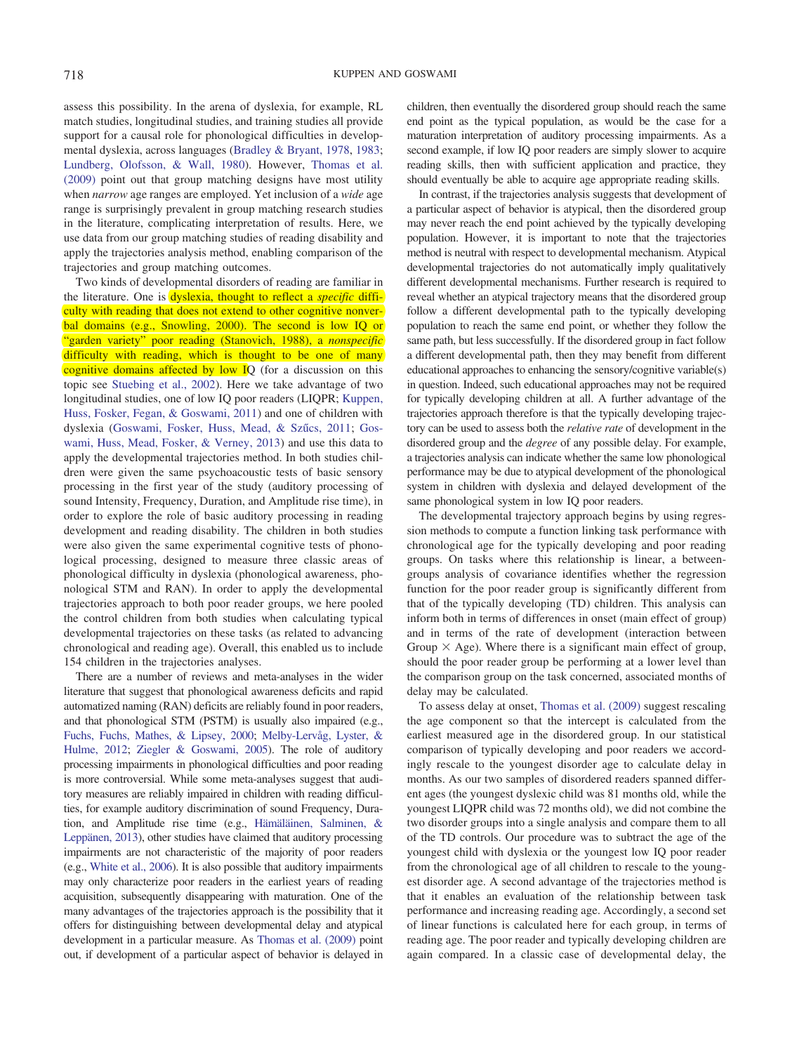assess this possibility. In the arena of dyslexia, for example, RL match studies, longitudinal studies, and training studies all provide support for a causal role for phonological difficulties in developmental dyslexia, across languages (Bradley & Bryant, 1978, 1983; Lundberg, Olofsson, & Wall, 1980). However, Thomas et al. (2009) point out that group matching designs have most utility when *narrow* age ranges are employed. Yet inclusion of a *wide* age range is surprisingly prevalent in group matching research studies in the literature, complicating interpretation of results. Here, we use data from our group matching studies of reading disability and apply the trajectories analysis method, enabling comparison of the trajectories and group matching outcomes.

Two kinds of developmental disorders of reading are familiar in the literature. One is dyslexia, thought to reflect a *specific* difficulty with reading that does not extend to other cognitive nonverbal domains (e.g., Snowling, 2000). The second is low IQ or "garden variety" poor reading (Stanovich, 1988), a *nonspecific* difficulty with reading, which is thought to be one of many cognitive domains affected by low IQ (for a discussion on this topic see Stuebing et al., 2002). Here we take advantage of two longitudinal studies, one of low IQ poor readers (LIQPR; Kuppen, Huss, Fosker, Fegan, & Goswami, 2011) and one of children with dyslexia (Goswami, Fosker, Huss, Mead, & Szűcs, 2011; Goswami, Huss, Mead, Fosker, & Verney, 2013) and use this data to apply the developmental trajectories method. In both studies children were given the same psychoacoustic tests of basic sensory processing in the first year of the study (auditory processing of sound Intensity, Frequency, Duration, and Amplitude rise time), in order to explore the role of basic auditory processing in reading development and reading disability. The children in both studies were also given the same experimental cognitive tests of phonological processing, designed to measure three classic areas of phonological difficulty in dyslexia (phonological awareness, phonological STM and RAN). In order to apply the developmental trajectories approach to both poor reader groups, we here pooled the control children from both studies when calculating typical developmental trajectories on these tasks (as related to advancing chronological and reading age). Overall, this enabled us to include 154 children in the trajectories analyses.

There are a number of reviews and meta-analyses in the wider literature that suggest that phonological awareness deficits and rapid automatized naming (RAN) deficits are reliably found in poor readers, and that phonological STM (PSTM) is usually also impaired (e.g., Fuchs, Fuchs, Mathes, & Lipsey, 2000; Melby-Lervåg, Lyster, & Hulme, 2012; Ziegler & Goswami, 2005). The role of auditory processing impairments in phonological difficulties and poor reading is more controversial. While some meta-analyses suggest that auditory measures are reliably impaired in children with reading difficulties, for example auditory discrimination of sound Frequency, Duration, and Amplitude rise time (e.g., Hämäläinen, Salminen, & Leppänen, 2013), other studies have claimed that auditory processing impairments are not characteristic of the majority of poor readers (e.g., White et al., 2006). It is also possible that auditory impairments may only characterize poor readers in the earliest years of reading acquisition, subsequently disappearing with maturation. One of the many advantages of the trajectories approach is the possibility that it offers for distinguishing between developmental delay and atypical development in a particular measure. As Thomas et al. (2009) point out, if development of a particular aspect of behavior is delayed in children, then eventually the disordered group should reach the same end point as the typical population, as would be the case for a maturation interpretation of auditory processing impairments. As a second example, if low IQ poor readers are simply slower to acquire reading skills, then with sufficient application and practice, they should eventually be able to acquire age appropriate reading skills.

In contrast, if the trajectories analysis suggests that development of a particular aspect of behavior is atypical, then the disordered group may never reach the end point achieved by the typically developing population. However, it is important to note that the trajectories method is neutral with respect to developmental mechanism. Atypical developmental trajectories do not automatically imply qualitatively different developmental mechanisms. Further research is required to reveal whether an atypical trajectory means that the disordered group follow a different developmental path to the typically developing population to reach the same end point, or whether they follow the same path, but less successfully. If the disordered group in fact follow a different developmental path, then they may benefit from different educational approaches to enhancing the sensory/cognitive variable(s) in question. Indeed, such educational approaches may not be required for typically developing children at all. A further advantage of the trajectories approach therefore is that the typically developing trajectory can be used to assess both the *relative rate* of development in the disordered group and the *degree* of any possible delay. For example, a trajectories analysis can indicate whether the same low phonological performance may be due to atypical development of the phonological system in children with dyslexia and delayed development of the same phonological system in low IQ poor readers.

The developmental trajectory approach begins by using regression methods to compute a function linking task performance with chronological age for the typically developing and poor reading groups. On tasks where this relationship is linear, a between-groups analysis of covariance identifies whether the regression function for the poor reader group is significantly different from that of the typically developing (TD) children. This analysis can inform both in terms of differences in onset (main effect of group) and in terms of the rate of development (interaction between Group × Age). Where there is a significant main effect of group, should the poor reader group be performing at a lower level than the comparison group on the task concerned, associated months of delay may be calculated.

To assess delay at onset, Thomas et al. (2009) suggest rescaling the age component so that the intercept is calculated from the earliest measured age in the disordered group. In our statistical comparison of typically developing and poor readers we accordingly rescale to the youngest disorder age to calculate delay in months. As our two samples of disordered readers spanned different ages (the youngest dyslexic child was 81 months old, while the youngest LIQPR child was 72 months old), we did not combine the two disorder groups into a single analysis and compare them to all of the TD controls. Our procedure was to subtract the age of the youngest child with dyslexia or the youngest low IQ poor reader from the chronological age of all children to rescale to the youngest disorder age. A second advantage of the trajectories method is that it enables an evaluation of the relationship between task performance and increasing reading age. Accordingly, a second set of linear functions is calculated here for each group, in terms of reading age. The poor reader and typically developing children are again compared. In a classic case of developmental delay, the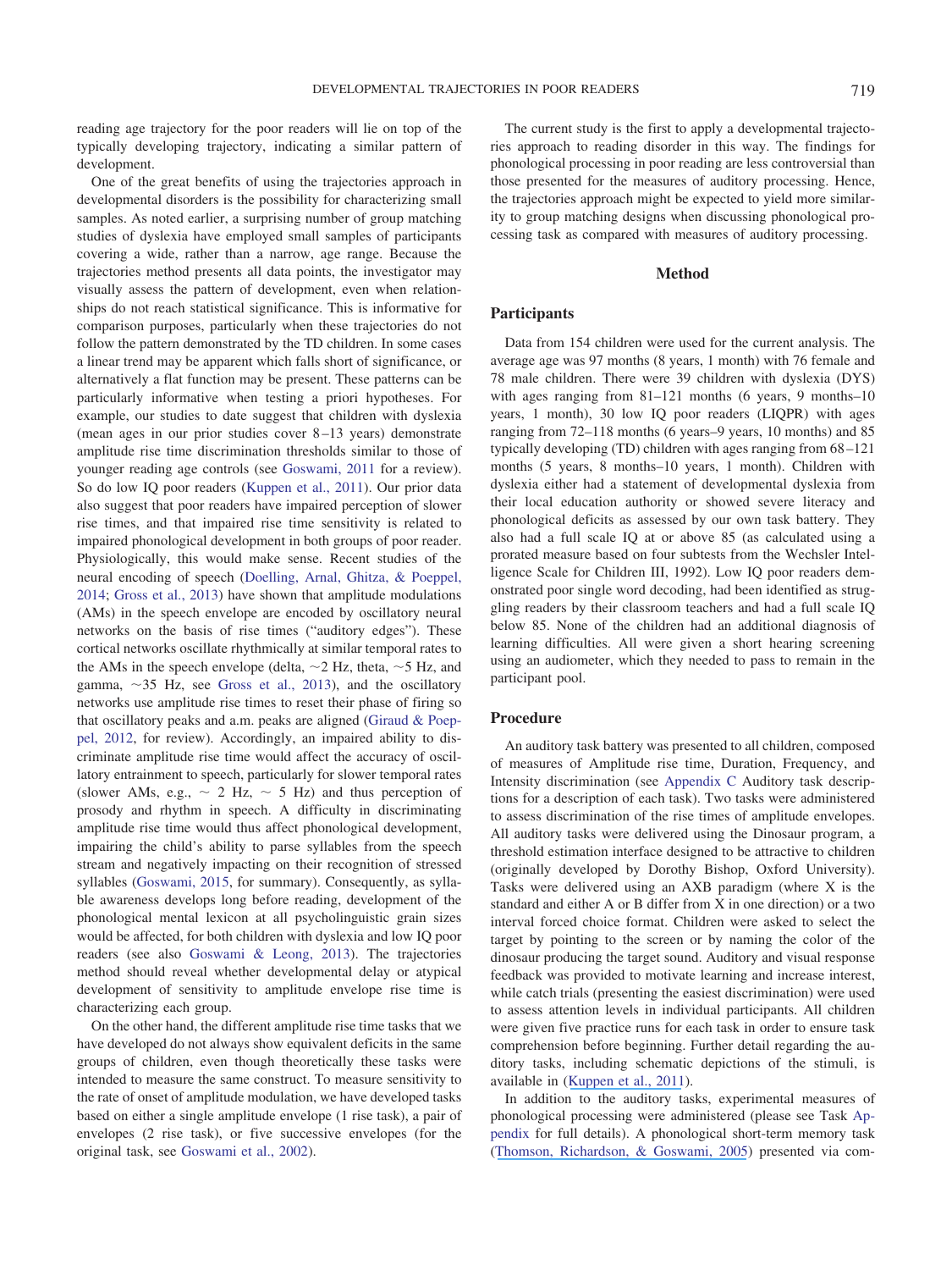reading age trajectory for the poor readers will lie on top of the typically developing trajectory, indicating a similar pattern of development.

One of the great benefits of using the trajectories approach in developmental disorders is the possibility for characterizing small samples. As noted earlier, a surprising number of group matching studies of dyslexia have employed small samples of participants covering a wide, rather than a narrow, age range. Because the trajectories method presents all data points, the investigator may visually assess the pattern of development, even when relationships do not reach statistical significance. This is informative for comparison purposes, particularly when these trajectories do not follow the pattern demonstrated by the TD children. In some cases a linear trend may be apparent which falls short of significance, or alternatively a flat function may be present. These patterns can be particularly informative when testing a priori hypotheses. For example, our studies to date suggest that children with dyslexia (mean ages in our prior studies cover 8–13 years) demonstrate amplitude rise time discrimination thresholds similar to those of younger reading age controls (see Goswami, 2011 for a review). So do low IQ poor readers (Kuppen et al., 2011). Our prior data also suggest that poor readers have impaired perception of slower rise times, and that impaired rise time sensitivity is related to impaired phonological development in both groups of poor reader. Physiologically, this would make sense. Recent studies of the neural encoding of speech (Doelling, Arnal, Ghitza, & Poeppel, 2014; Gross et al., 2013) have shown that amplitude modulations (AMs) in the speech envelope are encoded by oscillatory neural networks on the basis of rise times ("auditory edges"). These cortical networks oscillate rhythmically at similar temporal rates to the AMs in the speech envelope (delta, ~2 Hz, theta, ~5 Hz, and gamma, ~35 Hz, see Gross et al., 2013), and the oscillatory networks use amplitude rise times to reset their phase of firing so that oscillatory peaks and a.m. peaks are aligned (Giraud & Poeppel, 2012, for review). Accordingly, an impaired ability to discriminate amplitude rise time would affect the accuracy of oscillatory entrainment to speech, particularly for slower temporal rates (slower AMs, e.g., ~ 2 Hz, ~ 5 Hz) and thus perception of prosody and rhythm in speech. A difficulty in discriminating amplitude rise time would thus affect phonological development, impairing the child's ability to parse syllables from the speech stream and negatively impacting on their recognition of stressed syllables (Goswami, 2015, for summary). Consequently, as syllable awareness develops long before reading, development of the phonological mental lexicon at all psycholinguistic grain sizes would be affected, for both children with dyslexia and low IQ poor readers (see also Goswami & Leong, 2013). The trajectories method should reveal whether developmental delay or atypical development of sensitivity to amplitude envelope rise time is characterizing each group.

On the other hand, the different amplitude rise time tasks that we have developed do not always show equivalent deficits in the same groups of children, even though theoretically these tasks were intended to measure the same construct. To measure sensitivity to the rate of onset of amplitude modulation, we have developed tasks based on either a single amplitude envelope (1 rise task), a pair of envelopes (2 rise task), or five successive envelopes (for the original task, see Goswami et al., 2002).

The current study is the first to apply a developmental trajectories approach to reading disorder in this way. The findings for phonological processing in poor reading are less controversial than those presented for the measures of auditory processing. Hence, the trajectories approach might be expected to yield more similarity to group matching designs when discussing phonological processing task as compared with measures of auditory processing.

## Method

### Participants

Data from 154 children were used for the current analysis. The average age was 97 months (8 years, 1 month) with 76 female and 78 male children. There were 39 children with dyslexia (DYS) with ages ranging from 81–121 months (6 years, 9 months–10 years, 1 month), 30 low IQ poor readers (LIQPR) with ages ranging from 72–118 months (6 years–9 years, 10 months) and 85 typically developing (TD) children with ages ranging from 68–121 months (5 years, 8 months–10 years, 1 month). Children with dyslexia either had a statement of developmental dyslexia from their local education authority or showed severe literacy and phonological deficits as assessed by our own task battery. They also had a full scale IQ at or above 85 (as calculated using a prorated measure based on four subtests from the Wechsler Intelligence Scale for Children III, 1992). Low IQ poor readers demonstrated poor single word decoding, had been identified as struggling readers by their classroom teachers and had a full scale IQ below 85. None of the children had an additional diagnosis of learning difficulties. All were given a short hearing screening using an audiometer, which they needed to pass to remain in the participant pool.

### Procedure

An auditory task battery was presented to all children, composed of measures of Amplitude rise time, Duration, Frequency, and Intensity discrimination (see Appendix C Auditory task descriptions for a description of each task). Two tasks were administered to assess discrimination of the rise times of amplitude envelopes. All auditory tasks were delivered using the Dinosaur program, a threshold estimation interface designed to be attractive to children (originally developed by Dorothy Bishop, Oxford University). Tasks were delivered using an AXB paradigm (where X is the standard and either A or B differ from X in one direction) or a two interval forced choice format. Children were asked to select the target by pointing to the screen or by naming the color of the dinosaur producing the target sound. Auditory and visual response feedback was provided to motivate learning and increase interest, while catch trials (presenting the easiest discrimination) were used to assess attention levels in individual participants. All children were given five practice runs for each task in order to ensure task comprehension before beginning. Further detail regarding the auditory tasks, including schematic depictions of the stimuli, is available in (Kuppen et al., 2011).

In addition to the auditory tasks, experimental measures of phonological processing were administered (please see Task Appendix for full details). A phonological short-term memory task (Thomson, Richardson, & Goswami, 2005) presented via com-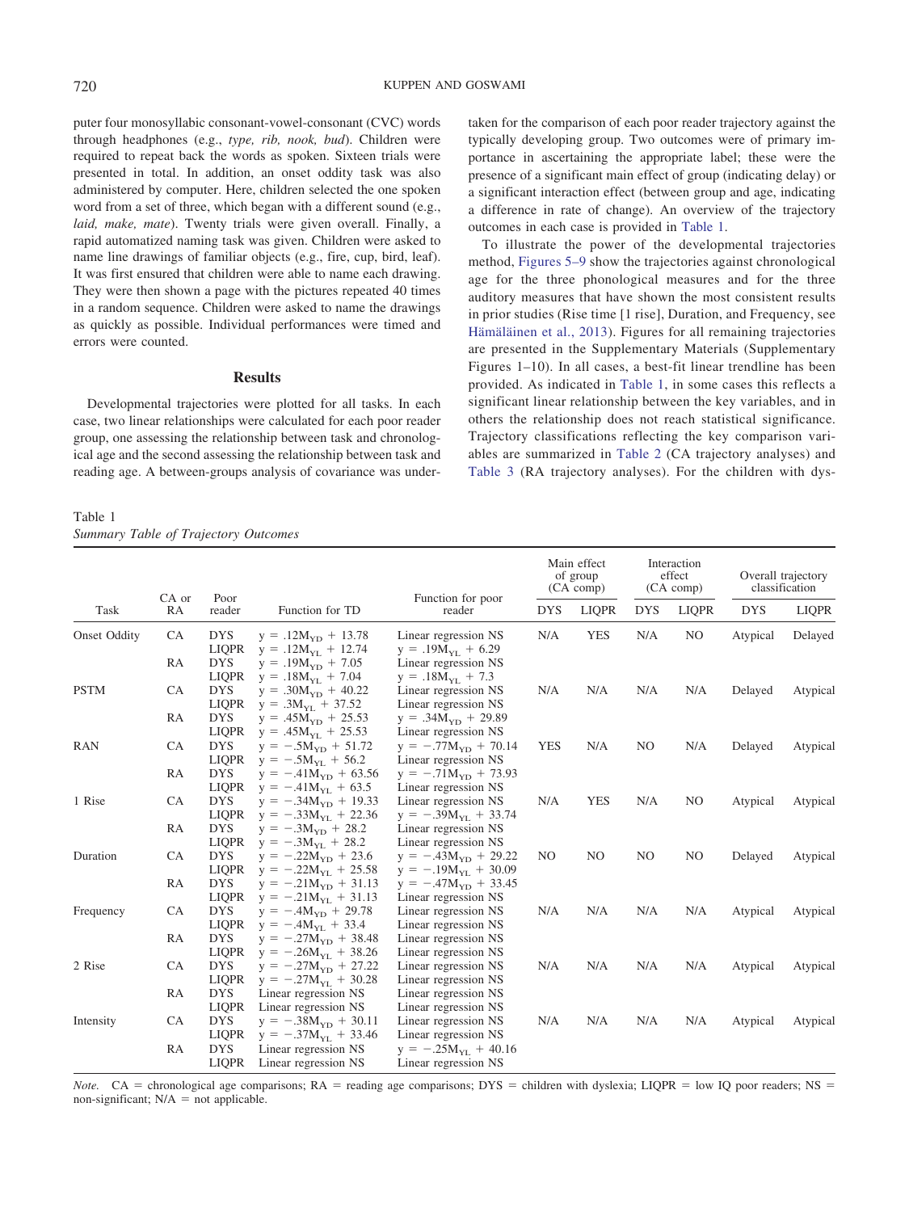puter four monosyllabic consonant-vowel-consonant (CVC) words through headphones (e.g., *type, rib, nook, bud*). Children were required to repeat back the words as spoken. Sixteen trials were presented in total. In addition, an onset oddity task was also administered by computer. Here, children selected the one spoken word from a set of three, which began with a different sound (e.g., *laid, make, mate*). Twenty trials were given overall. Finally, a rapid automatized naming task was given. Children were asked to name line drawings of familiar objects (e.g., fire, cup, bird, leaf). It was first ensured that children were able to name each drawing. They were then shown a page with the pictures repeated 40 times in a random sequence. Children were asked to name the drawings as quickly as possible. Individual performances were timed and errors were counted.

## Results

Developmental trajectories were plotted for all tasks. In each case, two linear relationships were calculated for each poor reader group, one assessing the relationship between task and chronological age and the second assessing the relationship between task and reading age. A between-groups analysis of covariance was undertaken for the comparison of each poor reader trajectory against the typically developing group. Two outcomes were of primary importance in ascertaining the appropriate label; these were the presence of a significant main effect of group (indicating delay) or a significant interaction effect (between group and age, indicating a difference in rate of change). An overview of the trajectory outcomes in each case is provided in Table 1.

To illustrate the power of the developmental trajectories method, Figures 5–9 show the trajectories against chronological age for the three phonological measures and for the three auditory measures that have shown the most consistent results in prior studies (Rise time [1 rise], Duration, and Frequency, see Hämäläinen et al., 2013). Figures for all remaining trajectories are presented in the Supplementary Materials (Supplementary Figures 1–10). In all cases, a best-fit linear trendline has been provided. As indicated in Table 1, in some cases this reflects a significant linear relationship between the key variables, and in others the relationship does not reach statistical significance. Trajectory classifications reflecting the key comparison variables are summarized in Table 2 (CA trajectory analyses) and Table 3 (RA trajectory analyses). For the children with dys-

Table 1
*Summary Table of Trajectory Outcomes*

| Task | CA or RA | Poor reader | Function for TD | Function for poor reader | Main effect of group (CA comp) | | Interaction effect (CA comp) | | Overall trajectory classification | |
|---|---|---|---|---|---|---|---|---|---|---|
| | | | | | DYS | LIQPR | DYS | LIQPR | DYS | LIQPR |
| Onset Oddity | CA | DYS | $y = .12M_{YD} + 13.78$ | Linear regression NS | N/A | YES | N/A | NO | Atypical | Delayed |
| | | LIQPR | $y = .12M_{YL} + 12.74$ | $y = .19M_{YL} + 6.29$ | | | | | | |
| | RA | DYS | $y = .19M_{YD} + 7.05$ | Linear regression NS | | | | | | |
| | | LIQPR | $y = .18M_{YL} + 7.04$ | $y = .18M_{YL} + 7.3$ | | | | | | |
| PSTM | CA | DYS | $y = .30M_{YD} + 40.22$ | Linear regression NS | N/A | N/A | N/A | N/A | Delayed | Atypical |
| | | LIQPR | $y = .3M_{YL} + 37.52$ | Linear regression NS | | | | | | |
| | RA | DYS | $y = .45M_{YD} + 25.53$ | $y = .34M_{YD} + 29.89$ | | | | | | |
| | | LIQPR | $y = .45M_{YL} + 25.53$ | Linear regression NS | | | | | | |
| RAN | CA | DYS | $y = -.5M_{YD} + 51.72$ | $y = -.77M_{YD} + 70.14$ | YES | N/A | NO | N/A | Delayed | Atypical |
| | | LIQPR | $y = -.5M_{YL} + 56.2$ | Linear regression NS | | | | | | |
| | RA | DYS | $y = -.41M_{YD} + 63.56$ | $y = -.71M_{YD} + 73.93$ | | | | | | |
| | | LIQPR | $y = -.41M_{YL} + 63.5$ | Linear regression NS | | | | | | |
| 1 Rise | CA | DYS | $y = -.34M_{YD} + 19.33$ | Linear regression NS | N/A | YES | N/A | NO | Atypical | Atypical |
| | | LIQPR | $y = -.33M_{YL} + 22.36$ | $y = -.39M_{YL} + 33.74$ | | | | | | |
| | RA | DYS | $y = -.3M_{YD} + 28.2$ | Linear regression NS | | | | | | |
| | | LIQPR | $y = -.3M_{YL} + 28.2$ | Linear regression NS | | | | | | |
| Duration | CA | DYS | $y = -.22M_{YD} + 23.6$ | $y = -.43M_{YD} + 29.22$ | NO | NO | NO | NO | Delayed | Atypical |
| | | LIQPR | $y = -.22M_{YL} + 25.58$ | $y = -.19M_{YL} + 30.09$ | | | | | | |
| | RA | DYS | $y = -.21M_{YD} + 31.13$ | $y = -.47M_{YD} + 33.45$ | | | | | | |
| | | LIQPR | $y = -.21M_{YL} + 31.13$ | Linear regression NS | | | | | | |
| Frequency | CA | DYS | $y = -.4M_{YD} + 29.78$ | Linear regression NS | N/A | N/A | N/A | N/A | Atypical | Atypical |
| | | LIQPR | $y = -.4M_{YL} + 33.4$ | Linear regression NS | | | | | | |
| | RA | DYS | $y = -.27M_{YD} + 38.48$ | Linear regression NS | | | | | | |
| | | LIQPR | $y = -.26M_{YL} + 38.26$ | Linear regression NS | | | | | | |
| 2 Rise | CA | DYS | $y = -.27M_{YD} + 27.22$ | Linear regression NS | N/A | N/A | N/A | N/A | Atypical | Atypical |
| | | LIQPR | $y = -.27M_{YL} + 30.28$ | Linear regression NS | | | | | | |
| | RA | DYS | Linear regression NS | Linear regression NS | | | | | | |
| | | LIQPR | Linear regression NS | Linear regression NS | | | | | | |
| Intensity | CA | DYS | $y = -.38M_{YD} + 30.11$ | Linear regression NS | N/A | N/A | N/A | N/A | Atypical | Atypical |
| | | LIQPR | $y = -.37M_{YL} + 33.46$ | Linear regression NS | | | | | | |
| | RA | DYS | Linear regression NS | $y = -.25M_{YL} + 40.16$ | | | | | | |
| | | LIQPR | Linear regression NS | Linear regression NS | | | | | | |

*Note.* CA = chronological age comparisons; RA = reading age comparisons; DYS = children with dyslexia; LIQPR = low IQ poor readers; NS = non-significant; N/A = not applicable.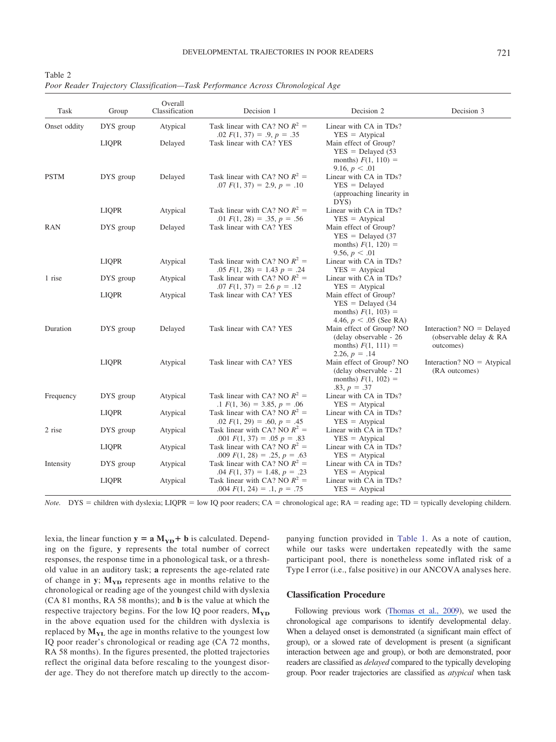Table 2
*Poor Reader Trajectory Classification—Task Performance Across Chronological Age*

| Task | Group | Overall Classification | Decision 1 | Decision 2 | Decision 3 |
|---|---|---|---|---|---|
| Onset oddity | DYS group | Atypical | Task linear with CA? NO $R^2$ = .02 $F(1, 37) = .9$, $p = .35$ | Linear with CA in TDs? YES = Atypical | |
| | LIQPR | Delayed | Task linear with CA? YES | Main effect of Group? YES = Delayed (53 months) $F(1, 110) = 9.16$, $p < .01$ | |
| PSTM | DYS group | Delayed | Task linear with CA? NO $R^2$ = .07 $F(1, 37) = 2.9$, $p = .10$ | Linear with CA in TDs? YES = Delayed (approaching linearity in DYS) | |
| | LIQPR | Atypical | Task linear with CA? NO $R^2$ = .01 $F(1, 28) = .35$, $p = .56$ | Linear with CA in TDs? YES = Atypical | |
| RAN | DYS group | Delayed | Task linear with CA? YES | Main effect of Group? YES = Delayed (37 months) $F(1, 120) = 9.56$, $p < .01$ | |
| | LIQPR | Atypical | Task linear with CA? NO $R^2$ = .05 $F(1, 28) = 1.43$ $p = .24$ | Linear with CA in TDs? YES = Atypical | |
| 1 rise | DYS group | Atypical | Task linear with CA? NO $R^2$ = .07 $F(1, 37) = 2.6$ $p = .12$ | Linear with CA in TDs? YES = Atypical | |
| | LIQPR | Atypical | Task linear with CA? YES | Main effect of Group? YES = Delayed (34 months) $F(1, 103) = 4.46$, $p < .05$ (See RA) | |
| Duration | DYS group | Delayed | Task linear with CA? YES | Main effect of Group? NO (delay observable - 26 months) $F(1, 111) = 2.26$, $p = .14$ | Interaction? NO = Delayed (observable delay & RA outcomes) |
| | LIQPR | Atypical | Task linear with CA? YES | Main effect of Group? NO (delay observable - 21 months) $F(1, 102) = .83$, $p = .37$ | Interaction? NO = Atypical (RA outcomes) |
| Frequency | DYS group | Atypical | Task linear with CA? NO $R^2$ = .1 $F(1, 36) = 3.85$, $p = .06$ | Linear with CA in TDs? YES = Atypical | |
| | LIQPR | Atypical | Task linear with CA? NO $R^2$ = .02 $F(1, 29) = .60$, $p = .45$ | Linear with CA in TDs? YES = Atypical | |
| 2 rise | DYS group | Atypical | Task linear with CA? NO $R^2$ = .001 $F(1, 37) = .05$ $p = .83$ | Linear with CA in TDs? YES = Atypical | |
| | LIQPR | Atypical | Task linear with CA? NO $R^2$ = .009 $F(1, 28) = .25$, $p = .63$ | Linear with CA in TDs? YES = Atypical | |
| Intensity | DYS group | Atypical | Task linear with CA? NO $R^2$ = .04 $F(1, 37) = 1.48$, $p = .23$ | Linear with CA in TDs? YES = Atypical | |
| | LIQPR | Atypical | Task linear with CA? NO $R^2$ = .004 $F(1, 24) = .1$, $p = .75$ | Linear with CA in TDs? YES = Atypical | |

*Note.* DYS = children with dyslexia; LIQPR = low IQ poor readers; CA = chronological age; RA = reading age; TD = typically developing childern.

lexia, the linear function $\mathbf{y} = \mathbf{a}\,\mathbf{M_{YD}} + \mathbf{b}$ is calculated. Depending on the figure, **y** represents the total number of correct responses, the response time in a phonological task, or a threshold value in an auditory task; **a** represents the age-related rate of change in **y**; $\mathbf{M_{YD}}$ represents age in months relative to the chronological or reading age of the youngest child with dyslexia (CA 81 months, RA 58 months); and **b** is the value at which the respective trajectory begins. For the low IQ poor readers, $\mathbf{M_{YD}}$ in the above equation used for the children with dyslexia is replaced by $\mathbf{M_{YL}}$ the age in months relative to the youngest low IQ poor reader's chronological or reading age (CA 72 months, RA 58 months). In the figures presented, the plotted trajectories reflect the original data before rescaling to the youngest disorder age. They do not therefore match up directly to the accompanying function provided in Table 1. As a note of caution, while our tasks were undertaken repeatedly with the same participant pool, there is nonetheless some inflated risk of a Type I error (i.e., false positive) in our ANCOVA analyses here.

## Classification Procedure

Following previous work (Thomas et al., 2009), we used the chronological age comparisons to identify developmental delay. When a delayed onset is demonstrated (a significant main effect of group), or a slowed rate of development is present (a significant interaction between age and group), or both are demonstrated, poor readers are classified as *delayed* compared to the typically developing group. Poor reader trajectories are classified as *atypical* when task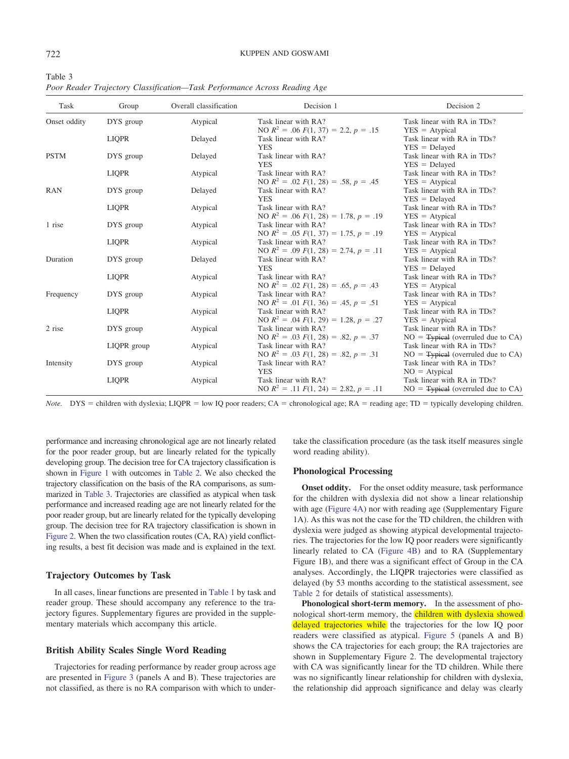Table 3
*Poor Reader Trajectory Classification—Task Performance Across Reading Age*

| Task | Group | Overall classification | Decision 1 | Decision 2 |
|---|---|---|---|---|
| Onset oddity | DYS group | Atypical | Task linear with RA? NO $R^2$ = .06 $F(1, 37)$ = 2.2, $p$ = .15 | Task linear with RA in TDs? YES = Atypical |
| | LIQPR | Delayed | Task linear with RA? YES | Task linear with RA in TDs? YES = Delayed |
| PSTM | DYS group | Delayed | Task linear with RA? YES | Task linear with RA in TDs? YES = Delayed |
| | LIQPR | Atypical | Task linear with RA? NO $R^2$ = .02 $F(1, 28)$ = .58, $p$ = .45 | Task linear with RA in TDs? YES = Atypical |
| RAN | DYS group | Delayed | Task linear with RA? YES | Task linear with RA in TDs? YES = Delayed |
| | LIQPR | Atypical | Task linear with RA? NO $R^2$ = .06 $F(1, 28)$ = 1.78, $p$ = .19 | Task linear with RA in TDs? YES = Atypical |
| 1 rise | DYS group | Atypical | Task linear with RA? NO $R^2$ = .05 $F(1, 37)$ = 1.75, $p$ = .19 | Task linear with RA in TDs? YES = Atypical |
| | LIQPR | Atypical | Task linear with RA? NO $R^2$ = .09 $F(1, 28)$ = 2.74, $p$ = .11 | Task linear with RA in TDs? YES = Atypical |
| Duration | DYS group | Delayed | Task linear with RA? YES | Task linear with RA in TDs? YES = Delayed |
| | LIQPR | Atypical | Task linear with RA? NO $R^2$ = .02 $F(1, 28)$ = .65, $p$ = .43 | Task linear with RA in TDs? YES = Atypical |
| Frequency | DYS group | Atypical | Task linear with RA? NO $R^2$ = .01 $F(1, 36)$ = .45, $p$ = .51 | Task linear with RA in TDs? YES = Atypical |
| | LIQPR | Atypical | Task linear with RA? NO $R^2$ = .04 $F(1, 29)$ = 1.28, $p$ = .27 | Task linear with RA in TDs? YES = Atypical |
| 2 rise | DYS group | Atypical | Task linear with RA? NO $R^2$ = .03 $F(1, 28)$ = .82, $p$ = .37 | Task linear with RA in TDs? NO = ~~Typical~~ (overruled due to CA) |
| | LIQPR group | Atypical | Task linear with RA? NO $R^2$ = .03 $F(1, 28)$ = .82, $p$ = .31 | Task linear with RA in TDs? NO = ~~Typical~~ (overruled due to CA) |
| Intensity | DYS group | Atypical | Task linear with RA? YES | Task linear with RA in TDs? NO = Atypical |
| | LIQPR | Atypical | Task linear with RA? NO $R^2$ = .11 $F(1, 24)$ = 2.82, $p$ = .11 | Task linear with RA in TDs? NO = ~~Typical~~ (overruled due to CA) |

*Note.* DYS = children with dyslexia; LIQPR = low IQ poor readers; CA = chronological age; RA = reading age; TD = typically developing children.

performance and increasing chronological age are not linearly related for the poor reader group, but are linearly related for the typically developing group. The decision tree for CA trajectory classification is shown in Figure 1 with outcomes in Table 2. We also checked the trajectory classification on the basis of the RA comparisons, as summarized in Table 3. Trajectories are classified as atypical when task performance and increased reading age are not linearly related for the poor reader group, but are linearly related for the typically developing group. The decision tree for RA trajectory classification is shown in Figure 2. When the two classification routes (CA, RA) yield conflicting results, a best fit decision was made and is explained in the text.

## Trajectory Outcomes by Task

In all cases, linear functions are presented in Table 1 by task and reader group. These should accompany any reference to the trajectory figures. Supplementary figures are provided in the supplementary materials which accompany this article.

## British Ability Scales Single Word Reading

Trajectories for reading performance by reader group across age are presented in Figure 3 (panels A and B). These trajectories are not classified, as there is no RA comparison with which to undertake the classification procedure (as the task itself measures single word reading ability).

## Phonological Processing

**Onset oddity.** For the onset oddity measure, task performance for the children with dyslexia did not show a linear relationship with age (Figure 4A) nor with reading age (Supplementary Figure 1A). As this was not the case for the TD children, the children with dyslexia were judged as showing atypical developmental trajectories. The trajectories for the low IQ poor readers were significantly linearly related to CA (Figure 4B) and to RA (Supplementary Figure 1B), and there was a significant effect of Group in the CA analyses. Accordingly, the LIQPR trajectories were classified as delayed (by 53 months according to the statistical assessment, see Table 2 for details of statistical assessments).

**Phonological short-term memory.** In the assessment of phonological short-term memory, the children with dyslexia showed delayed trajectories while the trajectories for the low IQ poor readers were classified as atypical. Figure 5 (panels A and B) shows the CA trajectories for each group; the RA trajectories are shown in Supplementary Figure 2. The developmental trajectory with CA was significantly linear for the TD children. While there was no significantly linear relationship for children with dyslexia, the relationship did approach significance and delay was clearly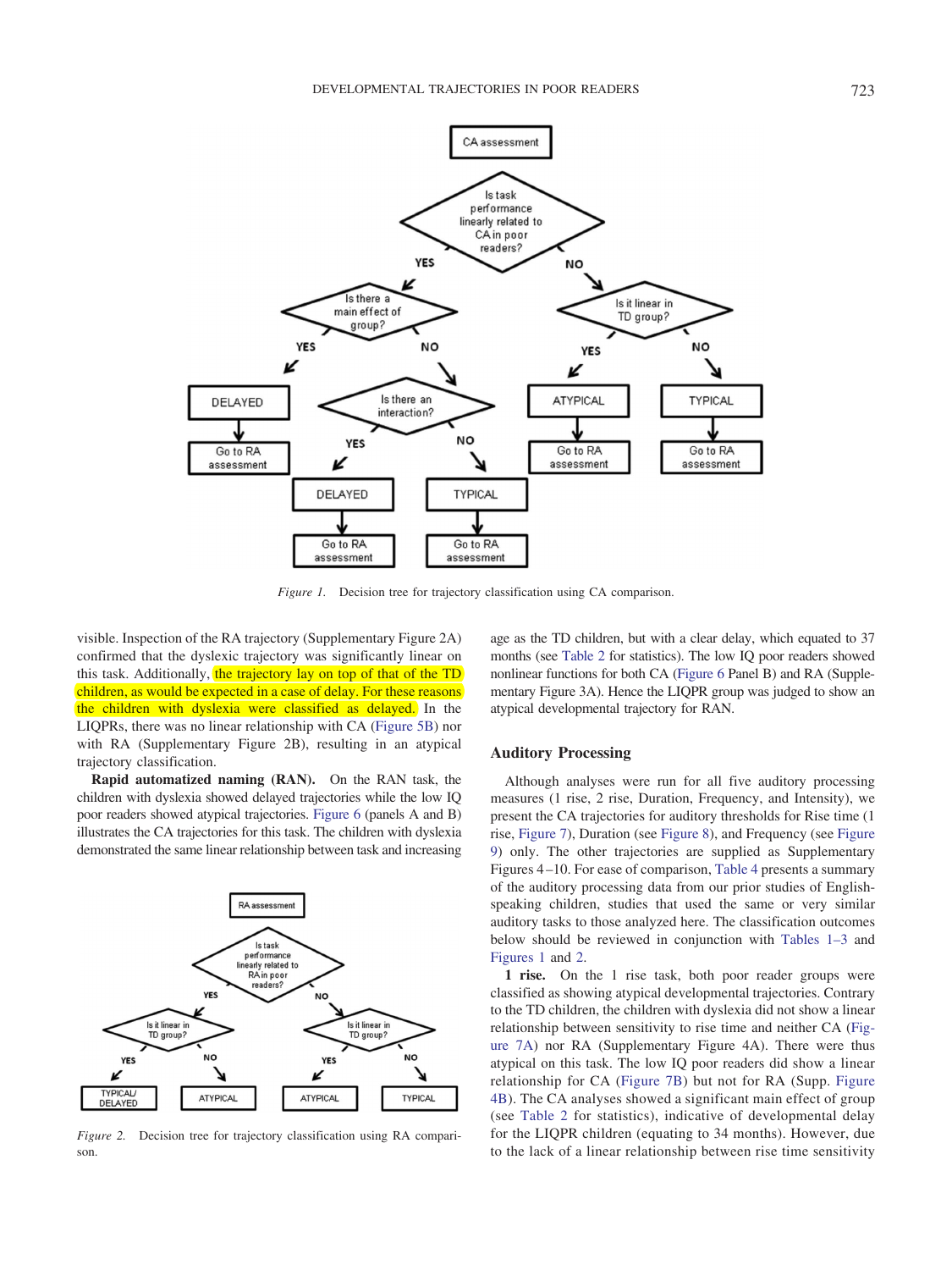Figure 1. Decision tree for trajectory classification using CA comparison.

visible. Inspection of the RA trajectory (Supplementary Figure 2A) confirmed that the dyslexic trajectory was significantly linear on this task. Additionally, the trajectory lay on top of that of the TD children, as would be expected in a case of delay. For these reasons the children with dyslexia were classified as delayed. In the LIQPRs, there was no linear relationship with CA (Figure 5B) nor with RA (Supplementary Figure 2B), resulting in an atypical trajectory classification.

**Rapid automatized naming (RAN).** On the RAN task, the children with dyslexia showed delayed trajectories while the low IQ poor readers showed atypical trajectories. Figure 6 (panels A and B) illustrates the CA trajectories for this task. The children with dyslexia demonstrated the same linear relationship between task and increasing age as the TD children, but with a clear delay, which equated to 37 months (see Table 2 for statistics). The low IQ poor readers showed nonlinear functions for both CA (Figure 6 Panel B) and RA (Supplementary Figure 3A). Hence the LIQPR group was judged to show an atypical developmental trajectory for RAN.

Figure 2. Decision tree for trajectory classification using RA comparison.

## Auditory Processing

Although analyses were run for all five auditory processing measures (1 rise, 2 rise, Duration, Frequency, and Intensity), we present the CA trajectories for auditory thresholds for Rise time (1 rise, Figure 7), Duration (see Figure 8), and Frequency (see Figure 9) only. The other trajectories are supplied as Supplementary Figures 4–10. For ease of comparison, Table 4 presents a summary of the auditory processing data from our prior studies of English-speaking children, studies that used the same or very similar auditory tasks to those analyzed here. The classification outcomes below should be reviewed in conjunction with Tables 1–3 and Figures 1 and 2.

**1 rise.** On the 1 rise task, both poor reader groups were classified as showing atypical developmental trajectories. Contrary to the TD children, the children with dyslexia did not show a linear relationship between sensitivity to rise time and neither CA (Figure 7A) nor RA (Supplementary Figure 4A). There were thus atypical on this task. The low IQ poor readers did show a linear relationship for CA (Figure 7B) but not for RA (Supp. Figure 4B). The CA analyses showed a significant main effect of group (see Table 2 for statistics), indicative of developmental delay for the LIQPR children (equating to 34 months). However, due to the lack of a linear relationship between rise time sensitivity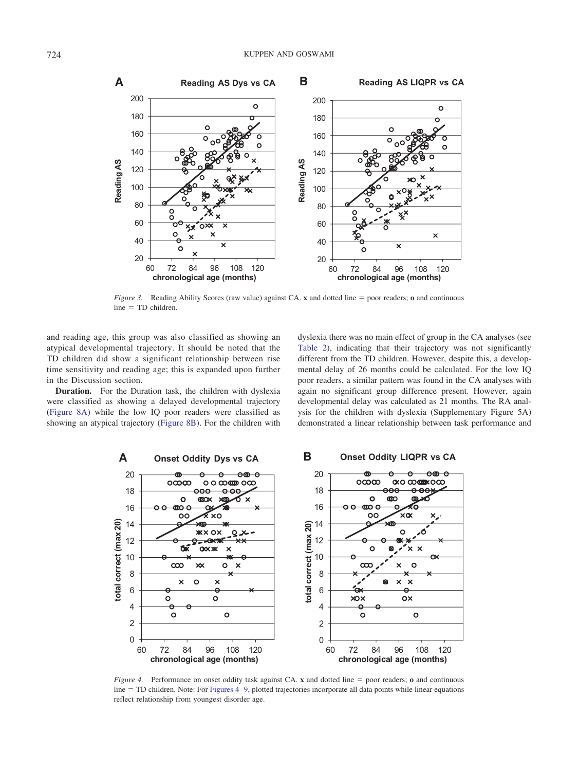*Figure 3.* Reading Ability Scores (raw value) against CA. **x** and dotted line = poor readers; **o** and continuous line = TD children.

and reading age, this group was also classified as showing an atypical developmental trajectory. It should be noted that the TD children did show a significant relationship between rise time sensitivity and reading age; this is expanded upon further in the Discussion section.

**Duration.** For the Duration task, the children with dyslexia were classified as showing a delayed developmental trajectory (Figure 8A) while the low IQ poor readers were classified as showing an atypical trajectory (Figure 8B). For the children with dyslexia there was no main effect of group in the CA analyses (see Table 2), indicating that their trajectory was not significantly different from the TD children. However, despite this, a developmental delay of 26 months could be calculated. For the low IQ poor readers, a similar pattern was found in the CA analyses with again no significant group difference present. However, again developmental delay was calculated as 21 months. The RA analysis for the children with dyslexia (Supplementary Figure 5A) demonstrated a linear relationship between task performance and

*Figure 4.* Performance on onset oddity task against CA. **x** and dotted line = poor readers; **o** and continuous line = TD children. Note: For Figures 4–9, plotted trajectories incorporate all data points while linear equations reflect relationship from youngest disorder age.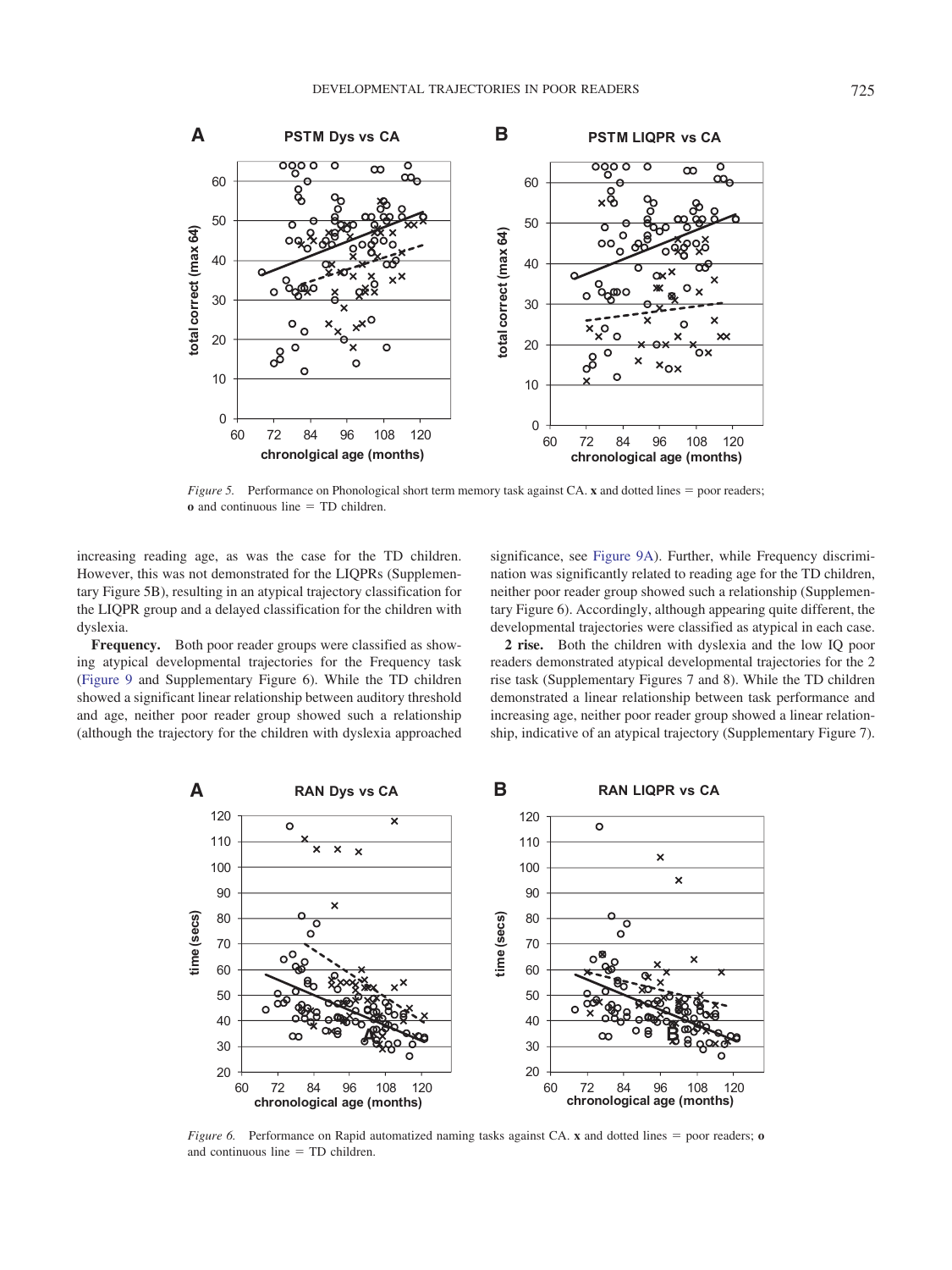*Figure 5.* Performance on Phonological short term memory task against CA. **x** and dotted lines = poor readers; **o** and continuous line = TD children.

increasing reading age, as was the case for the TD children. However, this was not demonstrated for the LIQPRs (Supplementary Figure 5B), resulting in an atypical trajectory classification for the LIQPR group and a delayed classification for the children with dyslexia.

**Frequency.** Both poor reader groups were classified as showing atypical developmental trajectories for the Frequency task (Figure 9 and Supplementary Figure 6). While the TD children showed a significant linear relationship between auditory threshold and age, neither poor reader group showed such a relationship (although the trajectory for the children with dyslexia approached significance, see Figure 9A). Further, while Frequency discrimination was significantly related to reading age for the TD children, neither poor reader group showed such a relationship (Supplementary Figure 6). Accordingly, although appearing quite different, the developmental trajectories were classified as atypical in each case.

**2 rise.** Both the children with dyslexia and the low IQ poor readers demonstrated atypical developmental trajectories for the 2 rise task (Supplementary Figures 7 and 8). While the TD children demonstrated a linear relationship between task performance and increasing age, neither poor reader group showed a linear relationship, indicative of an atypical trajectory (Supplementary Figure 7).

*Figure 6.* Performance on Rapid automatized naming tasks against CA. **x** and dotted lines = poor readers; **o** and continuous line = TD children.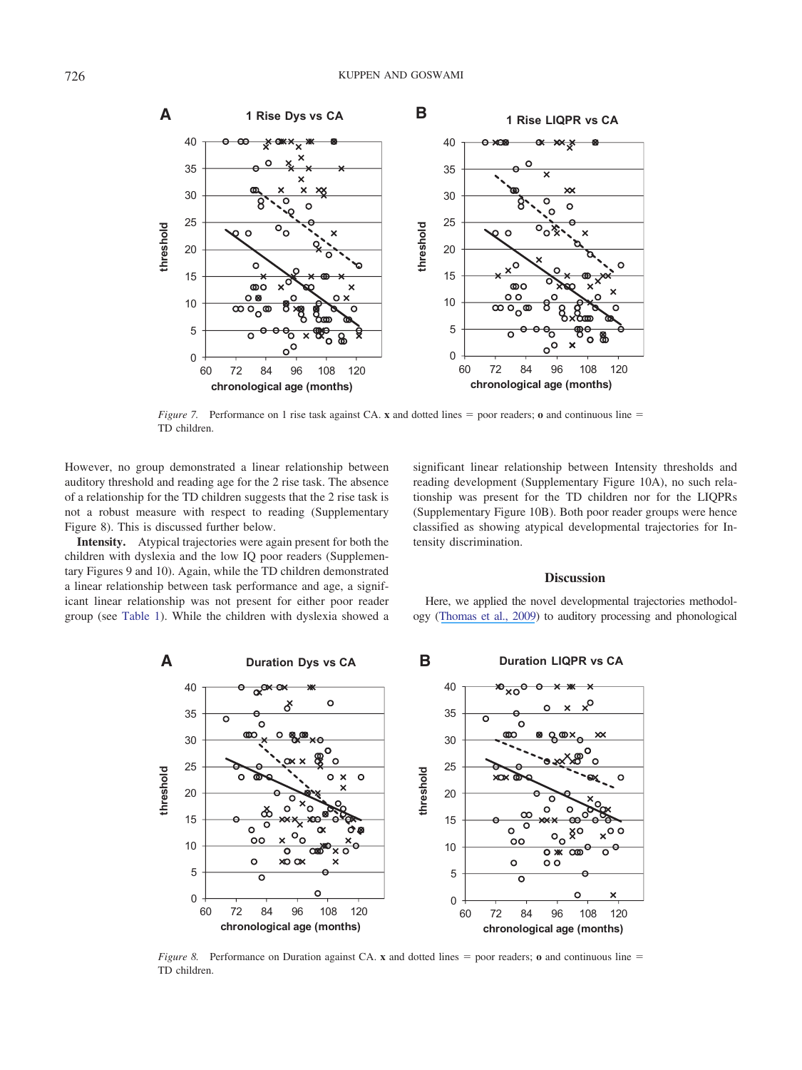*Figure 7.* Performance on 1 rise task against CA. **x** and dotted lines = poor readers; **o** and continuous line = TD children.

However, no group demonstrated a linear relationship between auditory threshold and reading age for the 2 rise task. The absence of a relationship for the TD children suggests that the 2 rise task is not a robust measure with respect to reading (Supplementary Figure 8). This is discussed further below.

**Intensity.** Atypical trajectories were again present for both the children with dyslexia and the low IQ poor readers (Supplementary Figures 9 and 10). Again, while the TD children demonstrated a linear relationship between task performance and age, a significant linear relationship was not present for either poor reader group (see Table 1). While the children with dyslexia showed a significant linear relationship between Intensity thresholds and reading development (Supplementary Figure 10A), no such relationship was present for the TD children nor for the LIQPRs (Supplementary Figure 10B). Both poor reader groups were hence classified as showing atypical developmental trajectories for Intensity discrimination.

## Discussion

Here, we applied the novel developmental trajectories methodology (Thomas et al., 2009) to auditory processing and phonological

*Figure 8.* Performance on Duration against CA. **x** and dotted lines = poor readers; **o** and continuous line = TD children.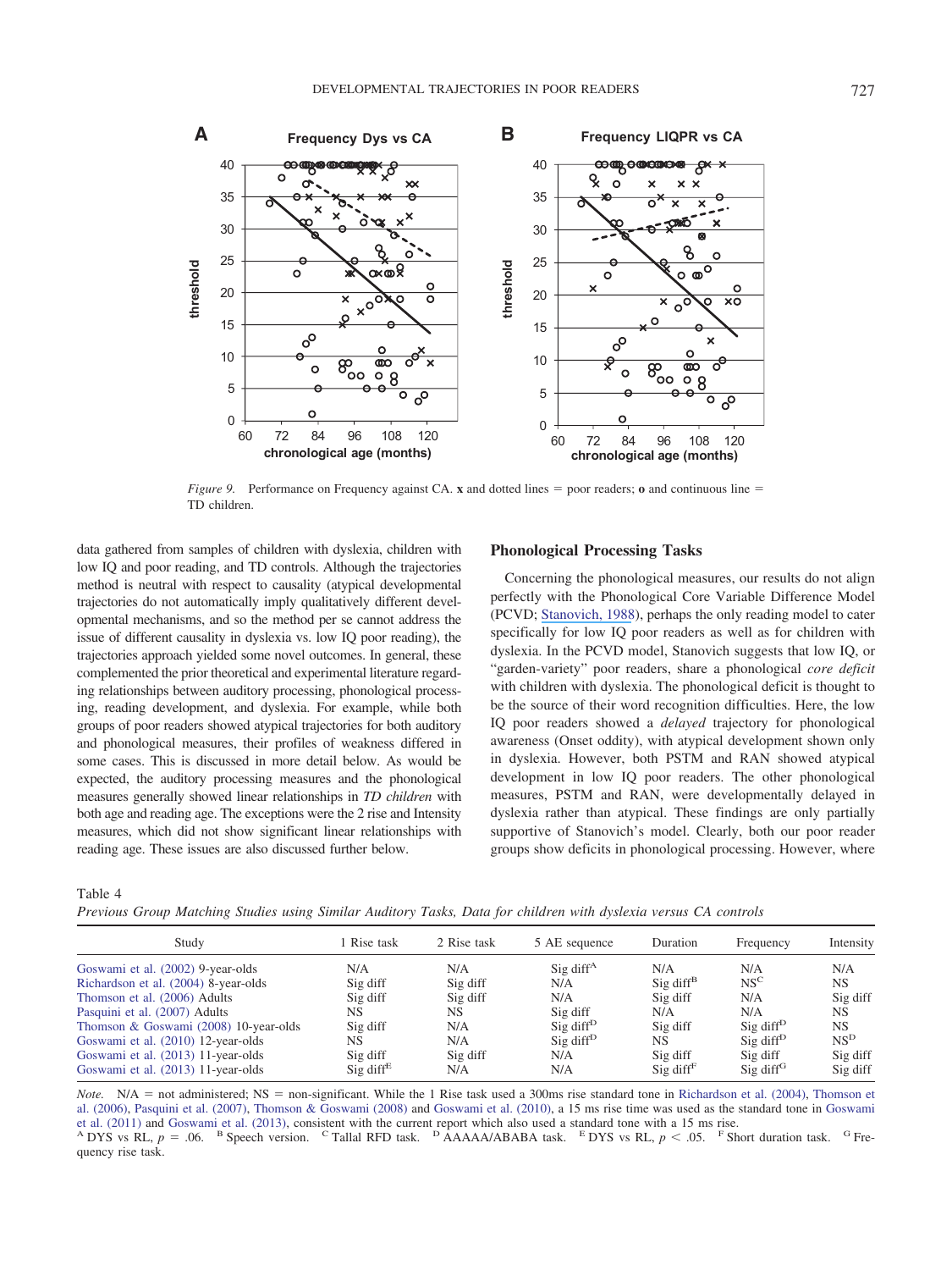A

Frequency Dys vs CA

threshold

40
35
30
25
20
15
10
5
0

60 72 84 96 108 120

chronological age (months)

B

Frequency LIQPR vs CA

threshold

40
35
30
25
20
15
10
5
0

60 72 84 96 108 120

chronological age (months)

*Figure 9.* Performance on Frequency against CA. **x** and dotted lines = poor readers; **o** and continuous line = TD children.

data gathered from samples of children with dyslexia, children with low IQ and poor reading, and TD controls. Although the trajectories method is neutral with respect to causality (atypical developmental trajectories do not automatically imply qualitatively different developmental mechanisms, and so the method per se cannot address the issue of different causality in dyslexia vs. low IQ poor reading), the trajectories approach yielded some novel outcomes. In general, these complemented the prior theoretical and experimental literature regarding relationships between auditory processing, phonological processing, reading development, and dyslexia. For example, while both groups of poor readers showed atypical trajectories for both auditory and phonological measures, their profiles of weakness differed in some cases. This is discussed in more detail below. As would be expected, the auditory processing measures and the phonological measures generally showed linear relationships in *TD children* with both age and reading age. The exceptions were the 2 rise and Intensity measures, which did not show significant linear relationships with reading age. These issues are also discussed further below.

## Phonological Processing Tasks

Concerning the phonological measures, our results do not align perfectly with the Phonological Core Variable Difference Model (PCVD; Stanovich, 1988), perhaps the only reading model to cater specifically for low IQ poor readers as well as for children with dyslexia. In the PCVD model, Stanovich suggests that low IQ, or "garden-variety" poor readers, share a phonological *core deficit* with children with dyslexia. The phonological deficit is thought to be the source of their word recognition difficulties. Here, the low IQ poor readers showed a *delayed* trajectory for phonological awareness (Onset oddity), with atypical development shown only in dyslexia. However, both PSTM and RAN showed atypical development in low IQ poor readers. The other phonological measures, PSTM and RAN, were developmentally delayed in dyslexia rather than atypical. These findings are only partially supportive of Stanovich's model. Clearly, both our poor reader groups show deficits in phonological processing. However, where

Table 4

*Previous Group Matching Studies using Similar Auditory Tasks, Data for children with dyslexia versus CA controls*

| Study | 1 Rise task | 2 Rise task | 5 AE sequence | Duration | Frequency | Intensity |
|---|---|---|---|---|---|---|
| Goswami et al. (2002) 9-year-olds | N/A | N/A | Sig diff[A] | N/A | N/A | N/A |
| Richardson et al. (2004) 8-year-olds | Sig diff | Sig diff | N/A | Sig diff[B] | NS[C] | NS |
| Thomson et al. (2006) Adults | Sig diff | Sig diff | N/A | Sig diff | N/A | Sig diff |
| Pasquini et al. (2007) Adults | NS | NS | Sig diff | N/A | N/A | NS |
| Thomson & Goswami (2008) 10-year-olds | Sig diff | N/A | Sig diff[D] | Sig diff | Sig diff[D] | NS |
| Goswami et al. (2010) 12-year-olds | NS | N/A | Sig diff[D] | NS | Sig diff[D] | NS[D] |
| Goswami et al. (2013) 11-year-olds | Sig diff | Sig diff | N/A | Sig diff | Sig diff | Sig diff |
| Goswami et al. (2013) 11-year-olds | Sig diff[E] | N/A | N/A | Sig diff[F] | Sig diff[G] | Sig diff |

*Note.* N/A = not administered; NS = non-significant. While the 1 Rise task used a 300ms rise standard tone in Richardson et al. (2004), Thomson et al. (2006), Pasquini et al. (2007), Thomson & Goswami (2008) and Goswami et al. (2010), a 15 ms rise time was used as the standard tone in Goswami et al. (2011) and Goswami et al. (2013), consistent with the current report which also used a standard tone with a 15 ms rise.
[A] DYS vs RL, $p = .06$. [B] Speech version. [C] Tallal RFD task. [D] AAAAA/ABABA task. [E] DYS vs RL, $p < .05$. [F] Short duration task. [G] Frequency rise task.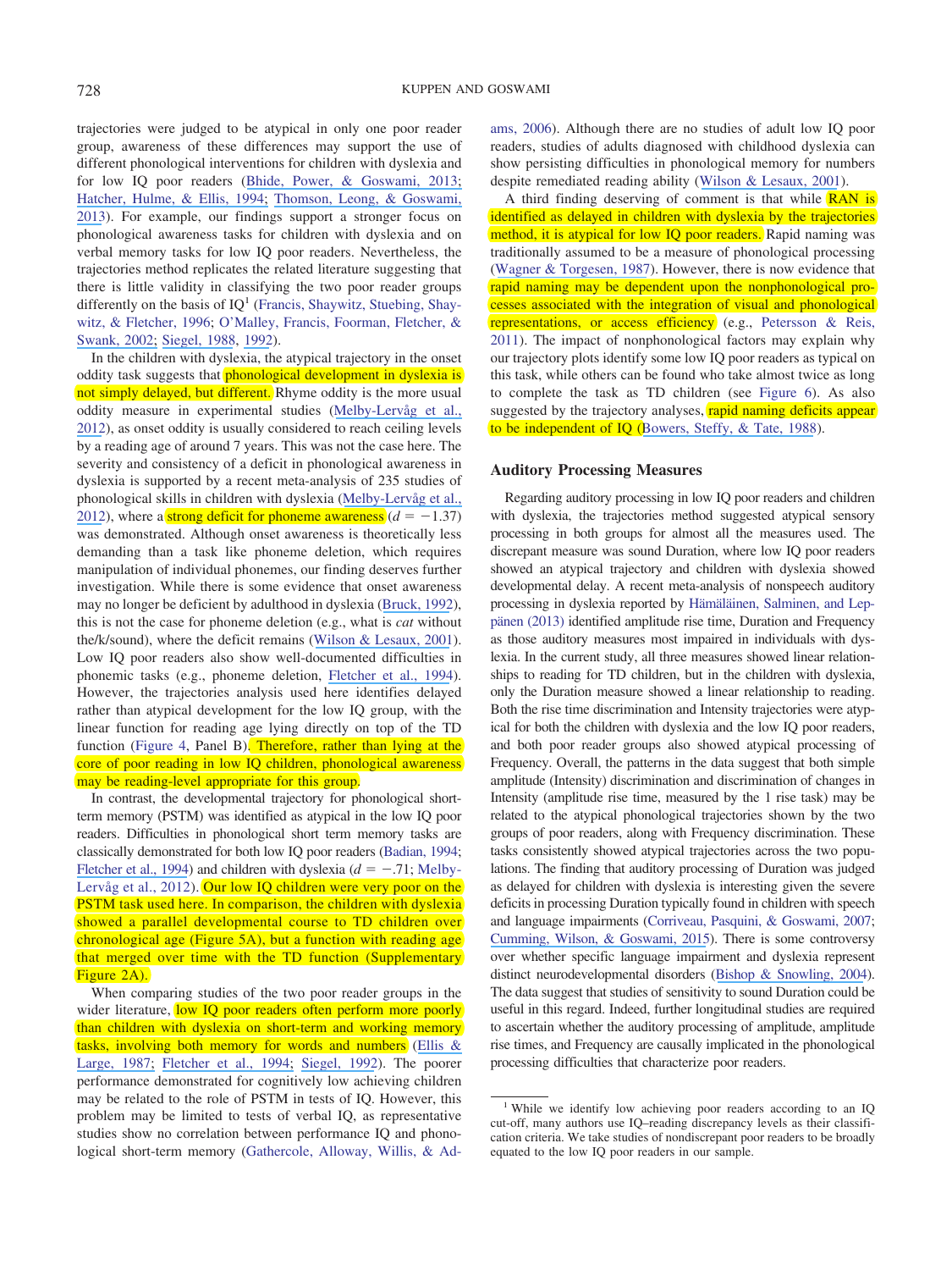trajectories were judged to be atypical in only one poor reader group, awareness of these differences may support the use of different phonological interventions for children with dyslexia and for low IQ poor readers (Bhide, Power, & Goswami, 2013; Hatcher, Hulme, & Ellis, 1994; Thomson, Leong, & Goswami, 2013). For example, our findings support a stronger focus on phonological awareness tasks for children with dyslexia and on verbal memory tasks for low IQ poor readers. Nevertheless, the trajectories method replicates the related literature suggesting that there is little validity in classifying the two poor reader groups differently on the basis of IQ[1] (Francis, Shaywitz, Stuebing, Shaywitz, & Fletcher, 1996; O'Malley, Francis, Foorman, Fletcher, & Swank, 2002; Siegel, 1988, 1992).

In the children with dyslexia, the atypical trajectory in the onset oddity task suggests that phonological development in dyslexia is not simply delayed, but different. Rhyme oddity is the more usual oddity measure in experimental studies (Melby-Lervåg et al., 2012), as onset oddity is usually considered to reach ceiling levels by a reading age of around 7 years. This was not the case here. The severity and consistency of a deficit in phonological awareness in dyslexia is supported by a recent meta-analysis of 235 studies of phonological skills in children with dyslexia (Melby-Lervåg et al., 2012), where a strong deficit for phoneme awareness ($d = -1.37$) was demonstrated. Although onset awareness is theoretically less demanding than a task like phoneme deletion, which requires manipulation of individual phonemes, our finding deserves further investigation. While there is some evidence that onset awareness may no longer be deficient by adulthood in dyslexia (Bruck, 1992), this is not the case for phoneme deletion (e.g., what is *cat* without the/k/sound), where the deficit remains (Wilson & Lesaux, 2001). Low IQ poor readers also show well-documented difficulties in phonemic tasks (e.g., phoneme deletion, Fletcher et al., 1994). However, the trajectories analysis used here identifies delayed rather than atypical development for the low IQ group, with the linear function for reading age lying directly on top of the TD function (Figure 4, Panel B). Therefore, rather than lying at the core of poor reading in low IQ children, phonological awareness may be reading-level appropriate for this group.

In contrast, the developmental trajectory for phonological short-term memory (PSTM) was identified as atypical in the low IQ poor readers. Difficulties in phonological short term memory tasks are classically demonstrated for both low IQ poor readers (Badian, 1994; Fletcher et al., 1994) and children with dyslexia ($d = -.71$; Melby-Lervåg et al., 2012). Our low IQ children were very poor on the PSTM task used here. In comparison, the children with dyslexia showed a parallel developmental course to TD children over chronological age (Figure 5A), but a function with reading age that merged over time with the TD function (Supplementary Figure 2A).

When comparing studies of the two poor reader groups in the wider literature, low IQ poor readers often perform more poorly than children with dyslexia on short-term and working memory tasks, involving both memory for words and numbers (Ellis & Large, 1987; Fletcher et al., 1994; Siegel, 1992). The poorer performance demonstrated for cognitively low achieving children may be related to the role of PSTM in tests of IQ. However, this problem may be limited to tests of verbal IQ, as representative studies show no correlation between performance IQ and phonological short-term memory (Gathercole, Alloway, Willis, & Adams, 2006). Although there are no studies of adult low IQ poor readers, studies of adults diagnosed with childhood dyslexia can show persisting difficulties in phonological memory for numbers despite remediated reading ability (Wilson & Lesaux, 2001).

A third finding deserving of comment is that while RAN is identified as delayed in children with dyslexia by the trajectories method, it is atypical for low IQ poor readers. Rapid naming was traditionally assumed to be a measure of phonological processing (Wagner & Torgesen, 1987). However, there is now evidence that rapid naming may be dependent upon the nonphonological processes associated with the integration of visual and phonological representations, or access efficiency (e.g., Petersson & Reis, 2011). The impact of nonphonological factors may explain why our trajectory plots identify some low IQ poor readers as typical on this task, while others can be found who take almost twice as long to complete the task as TD children (see Figure 6). As also suggested by the trajectory analyses, rapid naming deficits appear to be independent of IQ (Bowers, Steffy, & Tate, 1988).

## Auditory Processing Measures

Regarding auditory processing in low IQ poor readers and children with dyslexia, the trajectories method suggested atypical sensory processing in both groups for almost all the measures used. The discrepant measure was sound Duration, where low IQ poor readers showed an atypical trajectory and children with dyslexia showed developmental delay. A recent meta-analysis of nonspeech auditory processing in dyslexia reported by Hämäläinen, Salminen, and Leppänen (2013) identified amplitude rise time, Duration and Frequency as those auditory measures most impaired in individuals with dyslexia. In the current study, all three measures showed linear relationships to reading for TD children, but in the children with dyslexia, only the Duration measure showed a linear relationship to reading. Both the rise time discrimination and Intensity trajectories were atypical for both the children with dyslexia and the low IQ poor readers, and both poor reader groups also showed atypical processing of Frequency. Overall, the patterns in the data suggest that both simple amplitude (Intensity) discrimination and discrimination of changes in Intensity (amplitude rise time, measured by the 1 rise task) may be related to the atypical phonological trajectories shown by the two groups of poor readers, along with Frequency discrimination. These tasks consistently showed atypical trajectories across the two populations. The finding that auditory processing of Duration was judged as delayed for children with dyslexia is interesting given the severe deficits in processing Duration typically found in children with speech and language impairments (Corriveau, Pasquini, & Goswami, 2007; Cumming, Wilson, & Goswami, 2015). There is some controversy over whether specific language impairment and dyslexia represent distinct neurodevelopmental disorders (Bishop & Snowling, 2004). The data suggest that studies of sensitivity to sound Duration could be useful in this regard. Indeed, further longitudinal studies are required to ascertain whether the auditory processing of amplitude, amplitude rise times, and Frequency are causally implicated in the phonological processing difficulties that characterize poor readers.

[1] While we identify low achieving poor readers according to an IQ cut-off, many authors use IQ–reading discrepancy levels as their classification criteria. We take studies of nondiscrepant poor readers to be broadly equated to the low IQ poor readers in our sample.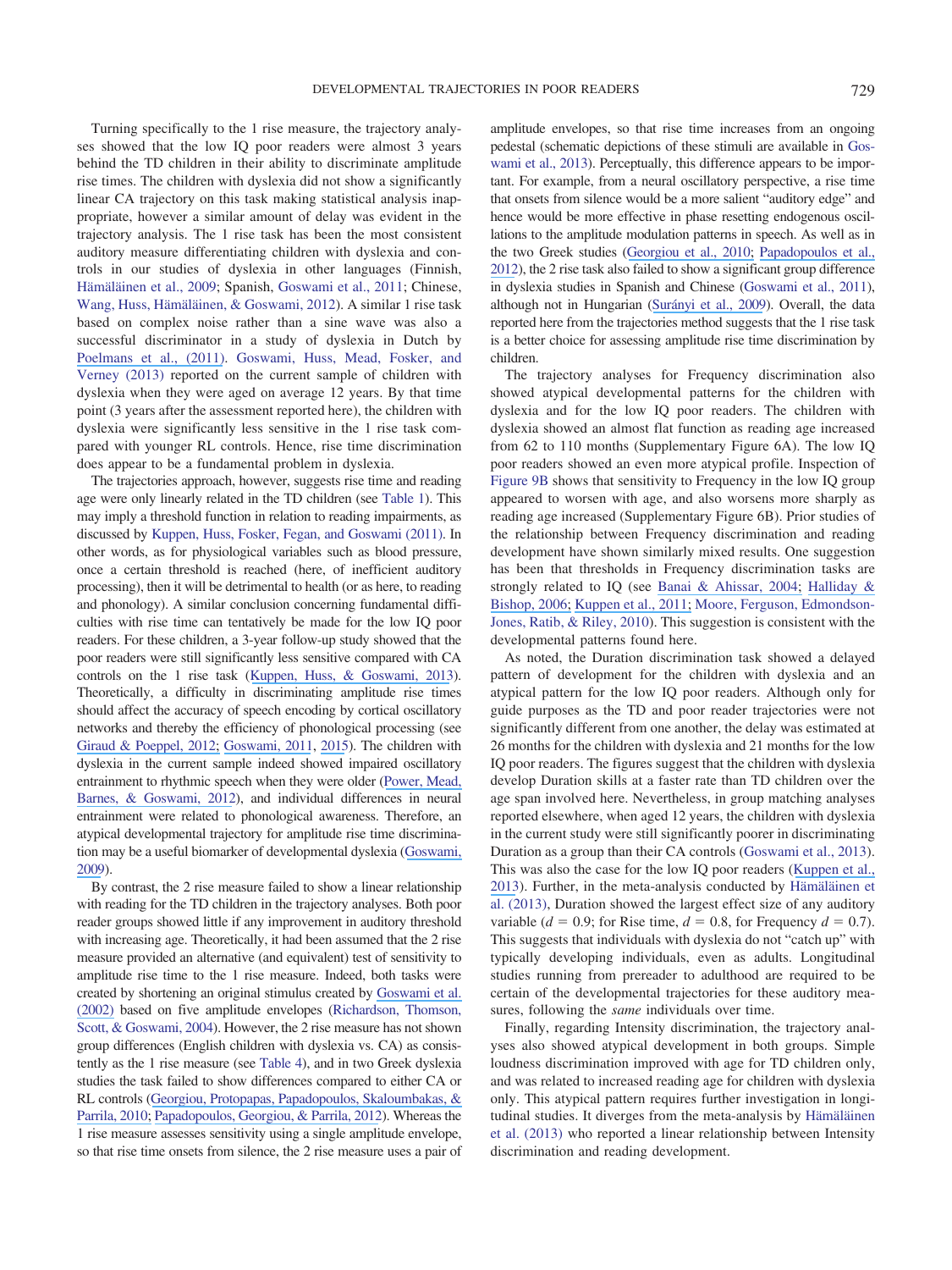Turning specifically to the 1 rise measure, the trajectory analyses showed that the low IQ poor readers were almost 3 years behind the TD children in their ability to discriminate amplitude rise times. The children with dyslexia did not show a significantly linear CA trajectory on this task making statistical analysis inappropriate, however a similar amount of delay was evident in the trajectory analysis. The 1 rise task has been the most consistent auditory measure differentiating children with dyslexia and controls in our studies of dyslexia in other languages (Finnish, Hämäläinen et al., 2009; Spanish, Goswami et al., 2011; Chinese, Wang, Huss, Hämäläinen, & Goswami, 2012). A similar 1 rise task based on complex noise rather than a sine wave was also a successful discriminator in a study of dyslexia in Dutch by Poelmans et al., (2011). Goswami, Huss, Mead, Fosker, and Verney (2013) reported on the current sample of children with dyslexia when they were aged on average 12 years. By that time point (3 years after the assessment reported here), the children with dyslexia were significantly less sensitive in the 1 rise task compared with younger RL controls. Hence, rise time discrimination does appear to be a fundamental problem in dyslexia.

The trajectories approach, however, suggests rise time and reading age were only linearly related in the TD children (see Table 1). This may imply a threshold function in relation to reading impairments, as discussed by Kuppen, Huss, Fosker, Fegan, and Goswami (2011). In other words, as for physiological variables such as blood pressure, once a certain threshold is reached (here, of inefficient auditory processing), then it will be detrimental to health (or as here, to reading and phonology). A similar conclusion concerning fundamental difficulties with rise time can tentatively be made for the low IQ poor readers. For these children, a 3-year follow-up study showed that the poor readers were still significantly less sensitive compared with CA controls on the 1 rise task (Kuppen, Huss, & Goswami, 2013). Theoretically, a difficulty in discriminating amplitude rise times should affect the accuracy of speech encoding by cortical oscillatory networks and thereby the efficiency of phonological processing (see Giraud & Poeppel, 2012; Goswami, 2011, 2015). The children with dyslexia in the current sample indeed showed impaired oscillatory entrainment to rhythmic speech when they were older (Power, Mead, Barnes, & Goswami, 2012), and individual differences in neural entrainment were related to phonological awareness. Therefore, an atypical developmental trajectory for amplitude rise time discrimination may be a useful biomarker of developmental dyslexia (Goswami, 2009).

By contrast, the 2 rise measure failed to show a linear relationship with reading for the TD children in the trajectory analyses. Both poor reader groups showed little if any improvement in auditory threshold with increasing age. Theoretically, it had been assumed that the 2 rise measure provided an alternative (and equivalent) test of sensitivity to amplitude rise time to the 1 rise measure. Indeed, both tasks were created by shortening an original stimulus created by Goswami et al. (2002) based on five amplitude envelopes (Richardson, Thomson, Scott, & Goswami, 2004). However, the 2 rise measure has not shown group differences (English children with dyslexia vs. CA) as consistently as the 1 rise measure (see Table 4), and in two Greek dyslexia studies the task failed to show differences compared to either CA or RL controls (Georgiou, Protopapas, Papadopoulos, Skaloumbakas, & Parrila, 2010; Papadopoulos, Georgiou, & Parrila, 2012). Whereas the 1 rise measure assesses sensitivity using a single amplitude envelope, so that rise time onsets from silence, the 2 rise measure uses a pair of amplitude envelopes, so that rise time increases from an ongoing pedestal (schematic depictions of these stimuli are available in Goswami et al., 2013). Perceptually, this difference appears to be important. For example, from a neural oscillatory perspective, a rise time that onsets from silence would be a more salient "auditory edge" and hence would be more effective in phase resetting endogenous oscillations to the amplitude modulation patterns in speech. As well as in the two Greek studies (Georgiou et al., 2010; Papadopoulos et al., 2012), the 2 rise task also failed to show a significant group difference in dyslexia studies in Spanish and Chinese (Goswami et al., 2011), although not in Hungarian (Surányi et al., 2009). Overall, the data reported here from the trajectories method suggests that the 1 rise task is a better choice for assessing amplitude rise time discrimination by children.

The trajectory analyses for Frequency discrimination also showed atypical developmental patterns for the children with dyslexia and for the low IQ poor readers. The children with dyslexia showed an almost flat function as reading age increased from 62 to 110 months (Supplementary Figure 6A). The low IQ poor readers showed an even more atypical profile. Inspection of Figure 9B shows that sensitivity to Frequency in the low IQ group appeared to worsen with age, and also worsens more sharply as reading age increased (Supplementary Figure 6B). Prior studies of the relationship between Frequency discrimination and reading development have shown similarly mixed results. One suggestion has been that thresholds in Frequency discrimination tasks are strongly related to IQ (see Banai & Ahissar, 2004; Halliday & Bishop, 2006; Kuppen et al., 2011; Moore, Ferguson, Edmondson-Jones, Ratib, & Riley, 2010). This suggestion is consistent with the developmental patterns found here.

As noted, the Duration discrimination task showed a delayed pattern of development for the children with dyslexia and an atypical pattern for the low IQ poor readers. Although only for guide purposes as the TD and poor reader trajectories were not significantly different from one another, the delay was estimated at 26 months for the children with dyslexia and 21 months for the low IQ poor readers. The figures suggest that the children with dyslexia develop Duration skills at a faster rate than TD children over the age span involved here. Nevertheless, in group matching analyses reported elsewhere, when aged 12 years, the children with dyslexia in the current study were still significantly poorer in discriminating Duration as a group than their CA controls (Goswami et al., 2013). This was also the case for the low IQ poor readers (Kuppen et al., 2013). Further, in the meta-analysis conducted by Hämäläinen et al. (2013), Duration showed the largest effect size of any auditory variable ($d = 0.9$; for Rise time, $d = 0.8$, for Frequency $d = 0.7$). This suggests that individuals with dyslexia do not "catch up" with typically developing individuals, even as adults. Longitudinal studies running from prereader to adulthood are required to be certain of the developmental trajectories for these auditory measures, following the *same* individuals over time.

Finally, regarding Intensity discrimination, the trajectory analyses also showed atypical development in both groups. Simple loudness discrimination improved with age for TD children only, and was related to increased reading age for children with dyslexia only. This atypical pattern requires further investigation in longitudinal studies. It diverges from the meta-analysis by Hämäläinen et al. (2013) who reported a linear relationship between Intensity discrimination and reading development.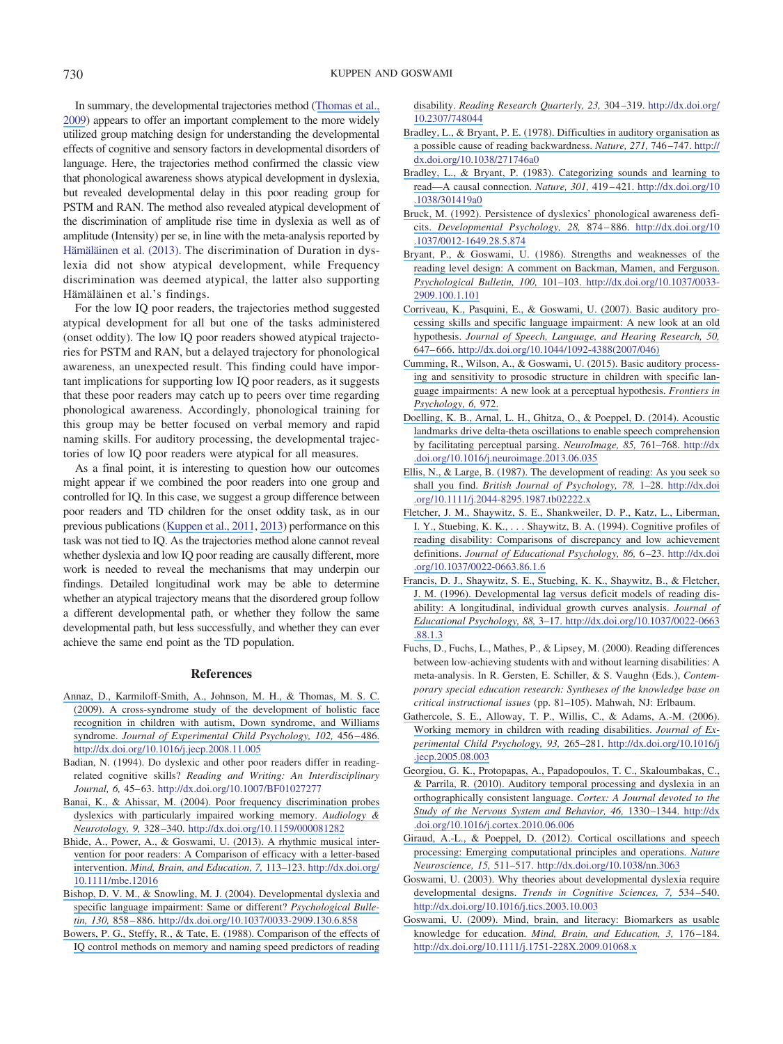In summary, the developmental trajectories method (Thomas et al., 2009) appears to offer an important complement to the more widely utilized group matching design for understanding the developmental effects of cognitive and sensory factors in developmental disorders of language. Here, the trajectories method confirmed the classic view that phonological awareness shows atypical development in dyslexia, but revealed developmental delay in this poor reading group for PSTM and RAN. The method also revealed atypical development of the discrimination of amplitude rise time in dyslexia as well as of amplitude (Intensity) per se, in line with the meta-analysis reported by Hämäläinen et al. (2013). The discrimination of Duration in dyslexia did not show atypical development, while Frequency discrimination was deemed atypical, the latter also supporting Hämäläinen et al.'s findings.

For the low IQ poor readers, the trajectories method suggested atypical development for all but one of the tasks administered (onset oddity). The low IQ poor readers showed atypical trajectories for PSTM and RAN, but a delayed trajectory for phonological awareness, an unexpected result. This finding could have important implications for supporting low IQ poor readers, as it suggests that these poor readers may catch up to peers over time regarding phonological awareness. Accordingly, phonological training for this group may be better focused on verbal memory and rapid naming skills. For auditory processing, the developmental trajectories of low IQ poor readers were atypical for all measures.

As a final point, it is interesting to question how our outcomes might appear if we combined the poor readers into one group and controlled for IQ. In this case, we suggest a group difference between poor readers and TD children for the onset oddity task, as in our previous publications (Kuppen et al., 2011, 2013) performance on this task was not tied to IQ. As the trajectories method alone cannot reveal whether dyslexia and low IQ poor reading are causally different, more work is needed to reveal the mechanisms that may underpin our findings. Detailed longitudinal work may be able to determine whether an atypical trajectory means that the disordered group follow a different developmental path, or whether they follow the same developmental path, but less successfully, and whether they can ever achieve the same end point as the TD population.

## References

Annaz, D., Karmiloff-Smith, A., Johnson, M. H., & Thomas, M. S. C. (2009). A cross-syndrome study of the development of holistic face recognition in children with autism, Down syndrome, and Williams syndrome. *Journal of Experimental Child Psychology, 102,* 456–486. http://dx.doi.org/10.1016/j.jecp.2008.11.005

Badian, N. (1994). Do dyslexic and other poor readers differ in reading-related cognitive skills? *Reading and Writing: An Interdisciplinary Journal, 6,* 45–63. http://dx.doi.org/10.1007/BF01027277

Banai, K., & Ahissar, M. (2004). Poor frequency discrimination probes dyslexics with particularly impaired working memory. *Audiology & Neurotology, 9,* 328–340. http://dx.doi.org/10.1159/000081282

Bhide, A., Power, A., & Goswami, U. (2013). A rhythmic musical intervention for poor readers: A Comparison of efficacy with a letter-based intervention. *Mind, Brain, and Education, 7,* 113–123. http://dx.doi.org/10.1111/mbe.12016

Bishop, D. V. M., & Snowling, M. J. (2004). Developmental dyslexia and specific language impairment: Same or different? *Psychological Bulletin, 130,* 858–886. http://dx.doi.org/10.1037/0033-2909.130.6.858

Bowers, P. G., Steffy, R., & Tate, E. (1988). Comparison of the effects of IQ control methods on memory and naming speed predictors of reading disability. *Reading Research Quarterly, 23,* 304–319. http://dx.doi.org/10.2307/748044

Bradley, L., & Bryant, P. E. (1978). Difficulties in auditory organisation as a possible cause of reading backwardness. *Nature, 271,* 746–747. http://dx.doi.org/10.1038/271746a0

Bradley, L., & Bryant, P. (1983). Categorizing sounds and learning to read—A causal connection. *Nature, 301,* 419–421. http://dx.doi.org/10.1038/301419a0

Bruck, M. (1992). Persistence of dyslexics' phonological awareness deficits. *Developmental Psychology, 28,* 874–886. http://dx.doi.org/10.1037/0012-1649.28.5.874

Bryant, P., & Goswami, U. (1986). Strengths and weaknesses of the reading level design: A comment on Backman, Mamen, and Ferguson. *Psychological Bulletin, 100,* 101–103. http://dx.doi.org/10.1037/0033-2909.100.1.101

Corriveau, K., Pasquini, E., & Goswami, U. (2007). Basic auditory processing skills and specific language impairment: A new look at an old hypothesis. *Journal of Speech, Language, and Hearing Research, 50,* 647–666. http://dx.doi.org/10.1044/1092-4388(2007/046)

Cumming, R., Wilson, A., & Goswami, U. (2015). Basic auditory processing and sensitivity to prosodic structure in children with specific language impairments: A new look at a perceptual hypothesis. *Frontiers in Psychology, 6,* 972.

Doelling, K. B., Arnal, L. H., Ghitza, O., & Poeppel, D. (2014). Acoustic landmarks drive delta-theta oscillations to enable speech comprehension by facilitating perceptual parsing. *NeuroImage, 85,* 761–768. http://dx.doi.org/10.1016/j.neuroimage.2013.06.035

Ellis, N., & Large, B. (1987). The development of reading: As you seek so shall you find. *British Journal of Psychology, 78,* 1–28. http://dx.doi.org/10.1111/j.2044-8295.1987.tb02222.x

Fletcher, J. M., Shaywitz, S. E., Shankweiler, D. P., Katz, L., Liberman, I. Y., Stuebing, K. K., . . . Shaywitz, B. A. (1994). Cognitive profiles of reading disability: Comparisons of discrepancy and low achievement definitions. *Journal of Educational Psychology, 86,* 6–23. http://dx.doi.org/10.1037/0022-0663.86.1.6

Francis, D. J., Shaywitz, S. E., Stuebing, K. K., Shaywitz, B., & Fletcher, J. M. (1996). Developmental lag versus deficit models of reading disability: A longitudinal, individual growth curves analysis. *Journal of Educational Psychology, 88,* 3–17. http://dx.doi.org/10.1037/0022-0663.88.1.3

Fuchs, D., Fuchs, L., Mathes, P., & Lipsey, M. (2000). Reading differences between low-achieving students with and without learning disabilities: A meta-analysis. In R. Gersten, E. Schiller, & S. Vaughn (Eds.), *Contemporary special education research: Syntheses of the knowledge base on critical instructional issues* (pp. 81–105). Mahwah, NJ: Erlbaum.

Gathercole, S. E., Alloway, T. P., Willis, C., & Adams, A.-M. (2006). Working memory in children with reading disabilities. *Journal of Experimental Child Psychology, 93,* 265–281. http://dx.doi.org/10.1016/j.jecp.2005.08.003

Georgiou, G. K., Protopapas, A., Papadopoulos, T. C., Skaloumbakas, C., & Parrila, R. (2010). Auditory temporal processing and dyslexia in an orthographically consistent language. *Cortex: A Journal devoted to the Study of the Nervous System and Behavior, 46,* 1330–1344. http://dx.doi.org/10.1016/j.cortex.2010.06.006

Giraud, A.-L., & Poeppel, D. (2012). Cortical oscillations and speech processing: Emerging computational principles and operations. *Nature Neuroscience, 15,* 511–517. http://dx.doi.org/10.1038/nn.3063

Goswami, U. (2003). Why theories about developmental dyslexia require developmental designs. *Trends in Cognitive Sciences, 7,* 534–540. http://dx.doi.org/10.1016/j.tics.2003.10.003

Goswami, U. (2009). Mind, brain, and literacy: Biomarkers as usable knowledge for education. *Mind, Brain, and Education, 3,* 176–184. http://dx.doi.org/10.1111/j.1751-228X.2009.01068.x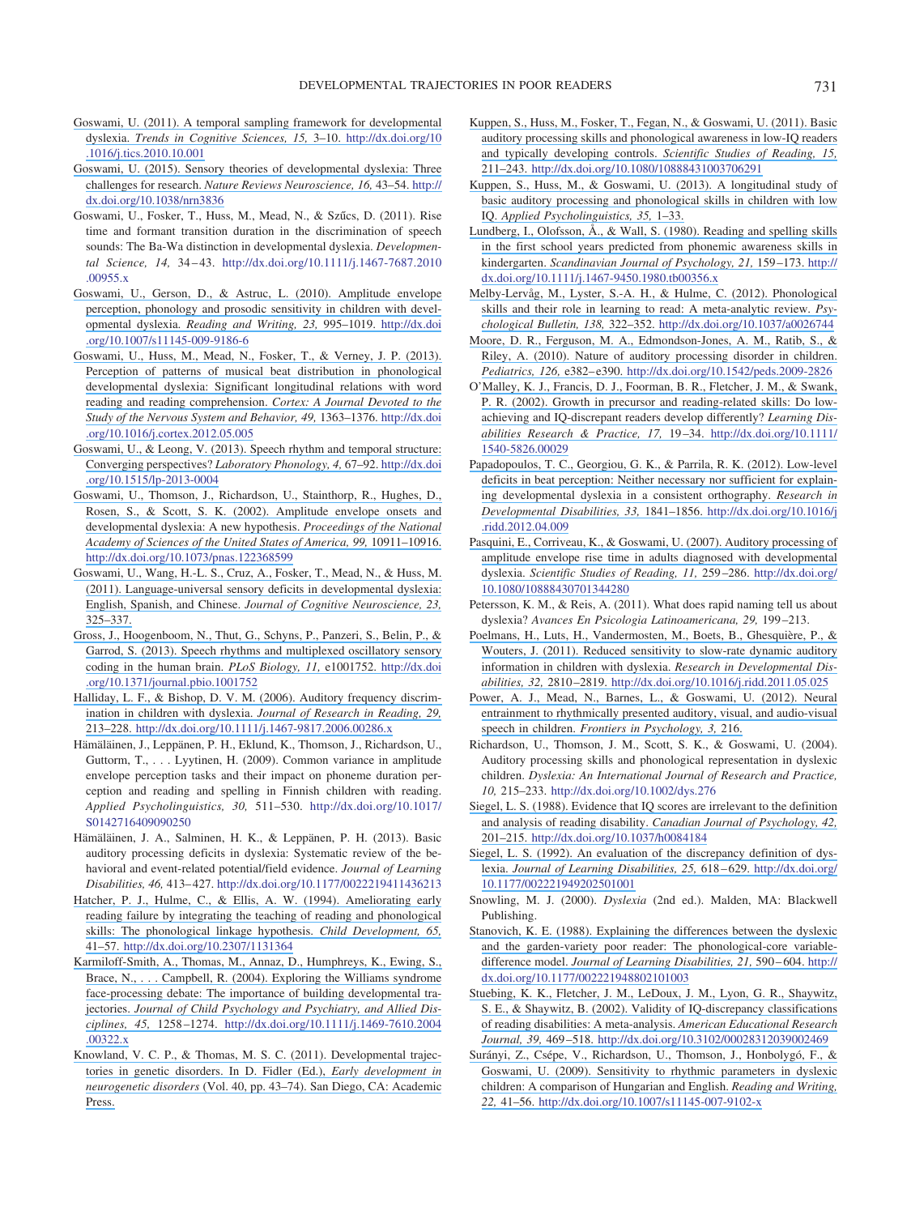Goswami, U. (2011). A temporal sampling framework for developmental dyslexia. *Trends in Cognitive Sciences, 15,* 3–10. http://dx.doi.org/10.1016/j.tics.2010.10.001

Goswami, U. (2015). Sensory theories of developmental dyslexia: Three challenges for research. *Nature Reviews Neuroscience, 16,* 43–54. http://dx.doi.org/10.1038/nrn3836

Goswami, U., Fosker, T., Huss, M., Mead, N., & Szűcs, D. (2011). Rise time and formant transition duration in the discrimination of speech sounds: The Ba-Wa distinction in developmental dyslexia. *Developmental Science, 14,* 34–43. http://dx.doi.org/10.1111/j.1467-7687.2010.00955.x

Goswami, U., Gerson, D., & Astruc, L. (2010). Amplitude envelope perception, phonology and prosodic sensitivity in children with developmental dyslexia. *Reading and Writing, 23,* 995–1019. http://dx.doi.org/10.1007/s11145-009-9186-6

Goswami, U., Huss, M., Mead, N., Fosker, T., & Verney, J. P. (2013). Perception of patterns of musical beat distribution in phonological developmental dyslexia: Significant longitudinal relations with word reading and reading comprehension. *Cortex: A Journal Devoted to the Study of the Nervous System and Behavior, 49,* 1363–1376. http://dx.doi.org/10.1016/j.cortex.2012.05.005

Goswami, U., & Leong, V. (2013). Speech rhythm and temporal structure: Converging perspectives? *Laboratory Phonology, 4,* 67–92. http://dx.doi.org/10.1515/lp-2013-0004

Goswami, U., Thomson, J., Richardson, U., Stainthorp, R., Hughes, D., Rosen, S., & Scott, S. K. (2002). Amplitude envelope onsets and developmental dyslexia: A new hypothesis. *Proceedings of the National Academy of Sciences of the United States of America, 99,* 10911–10916. http://dx.doi.org/10.1073/pnas.122368599

Goswami, U., Wang, H.-L. S., Cruz, A., Fosker, T., Mead, N., & Huss, M. (2011). Language-universal sensory deficits in developmental dyslexia: English, Spanish, and Chinese. *Journal of Cognitive Neuroscience, 23,* 325–337.

Gross, J., Hoogenboom, N., Thut, G., Schyns, P., Panzeri, S., Belin, P., & Garrod, S. (2013). Speech rhythms and multiplexed oscillatory sensory coding in the human brain. *PLoS Biology, 11,* e1001752. http://dx.doi.org/10.1371/journal.pbio.1001752

Halliday, L. F., & Bishop, D. V. M. (2006). Auditory frequency discrimination in children with dyslexia. *Journal of Research in Reading, 29,* 213–228. http://dx.doi.org/10.1111/j.1467-9817.2006.00286.x

Hämäläinen, J., Leppänen, P. H., Eklund, K., Thomson, J., Richardson, U., Guttorm, T., . . . Lyytinen, H. (2009). Common variance in amplitude envelope perception tasks and their impact on phoneme duration perception and reading and spelling in Finnish children with reading. *Applied Psycholinguistics, 30,* 511–530. http://dx.doi.org/10.1017/S0142716409090250

Hämäläinen, J. A., Salminen, H. K., & Leppänen, P. H. (2013). Basic auditory processing deficits in dyslexia: Systematic review of the behavioral and event-related potential/field evidence. *Journal of Learning Disabilities, 46,* 413–427. http://dx.doi.org/10.1177/0022219411436213

Hatcher, P. J., Hulme, C., & Ellis, A. W. (1994). Ameliorating early reading failure by integrating the teaching of reading and phonological skills: The phonological linkage hypothesis. *Child Development, 65,* 41–57. http://dx.doi.org/10.2307/1131364

Karmiloff-Smith, A., Thomas, M., Annaz, D., Humphreys, K., Ewing, S., Brace, N., . . . Campbell, R. (2004). Exploring the Williams syndrome face-processing debate: The importance of building developmental trajectories. *Journal of Child Psychology and Psychiatry, and Allied Disciplines, 45,* 1258–1274. http://dx.doi.org/10.1111/j.1469-7610.2004.00322.x

Knowland, V. C. P., & Thomas, M. S. C. (2011). Developmental trajectories in genetic disorders. In D. Fidler (Ed.), *Early development in neurogenetic disorders* (Vol. 40, pp. 43–74). San Diego, CA: Academic Press.

Kuppen, S., Huss, M., Fosker, T., Fegan, N., & Goswami, U. (2011). Basic auditory processing skills and phonological awareness in low-IQ readers and typically developing controls. *Scientific Studies of Reading, 15,* 211–243. http://dx.doi.org/10.1080/10888431003706291

Kuppen, S., Huss, M., & Goswami, U. (2013). A longitudinal study of basic auditory processing and phonological skills in children with low IQ. *Applied Psycholinguistics, 35,* 1–33.

Lundberg, I., Olofsson, Å., & Wall, S. (1980). Reading and spelling skills in the first school years predicted from phonemic awareness skills in kindergarten. *Scandinavian Journal of Psychology, 21,* 159–173. http://dx.doi.org/10.1111/j.1467-9450.1980.tb00356.x

Melby-Lervåg, M., Lyster, S.-A. H., & Hulme, C. (2012). Phonological skills and their role in learning to read: A meta-analytic review. *Psychological Bulletin, 138,* 322–352. http://dx.doi.org/10.1037/a0026744

Moore, D. R., Ferguson, M. A., Edmondson-Jones, A. M., Ratib, S., & Riley, A. (2010). Nature of auditory processing disorder in children. *Pediatrics, 126,* e382–e390. http://dx.doi.org/10.1542/peds.2009-2826

O'Malley, K. J., Francis, D. J., Foorman, B. R., Fletcher, J. M., & Swank, P. R. (2002). Growth in precursor and reading-related skills: Do low-achieving and IQ-discrepant readers develop differently? *Learning Disabilities Research & Practice, 17,* 19–34. http://dx.doi.org/10.1111/1540-5826.00029

Papadopoulos, T. C., Georgiou, G. K., & Parrila, R. K. (2012). Low-level deficits in beat perception: Neither necessary nor sufficient for explaining developmental dyslexia in a consistent orthography. *Research in Developmental Disabilities, 33,* 1841–1856. http://dx.doi.org/10.1016/j.ridd.2012.04.009

Pasquini, E., Corriveau, K., & Goswami, U. (2007). Auditory processing of amplitude envelope rise time in adults diagnosed with developmental dyslexia. *Scientific Studies of Reading, 11,* 259–286. http://dx.doi.org/10.1080/10888430701344280

Petersson, K. M., & Reis, A. (2011). What does rapid naming tell us about dyslexia? *Avances En Psicologia Latinoamericana, 29,* 199–213.

Poelmans, H., Luts, H., Vandermosten, M., Boets, B., Ghesquière, P., & Wouters, J. (2011). Reduced sensitivity to slow-rate dynamic auditory information in children with dyslexia. *Research in Developmental Disabilities, 32,* 2810–2819. http://dx.doi.org/10.1016/j.ridd.2011.05.025

Power, A. J., Mead, N., Barnes, L., & Goswami, U. (2012). Neural entrainment to rhythmically presented auditory, visual, and audio-visual speech in children. *Frontiers in Psychology, 3,* 216.

Richardson, U., Thomson, J. M., Scott, S. K., & Goswami, U. (2004). Auditory processing skills and phonological representation in dyslexic children. *Dyslexia: An International Journal of Research and Practice, 10,* 215–233. http://dx.doi.org/10.1002/dys.276

Siegel, L. S. (1988). Evidence that IQ scores are irrelevant to the definition and analysis of reading disability. *Canadian Journal of Psychology, 42,* 201–215. http://dx.doi.org/10.1037/h0084184

Siegel, L. S. (1992). An evaluation of the discrepancy definition of dyslexia. *Journal of Learning Disabilities, 25,* 618–629. http://dx.doi.org/10.1177/002221949202501001

Snowling, M. J. (2000). *Dyslexia* (2nd ed.). Malden, MA: Blackwell Publishing.

Stanovich, K. E. (1988). Explaining the differences between the dyslexic and the garden-variety poor reader: The phonological-core variable-difference model. *Journal of Learning Disabilities, 21,* 590–604. http://dx.doi.org/10.1177/002221948802101003

Stuebing, K. K., Fletcher, J. M., LeDoux, J. M., Lyon, G. R., Shaywitz, S. E., & Shaywitz, B. (2002). Validity of IQ-discrepancy classifications of reading disabilities: A meta-analysis. *American Educational Research Journal, 39,* 469–518. http://dx.doi.org/10.3102/00028312039002469

Surányi, Z., Csépe, V., Richardson, U., Thomson, J., Honbolygó, F., & Goswami, U. (2009). Sensitivity to rhythmic parameters in dyslexic children: A comparison of Hungarian and English. *Reading and Writing, 22,* 41–56. http://dx.doi.org/10.1007/s11145-007-9102-x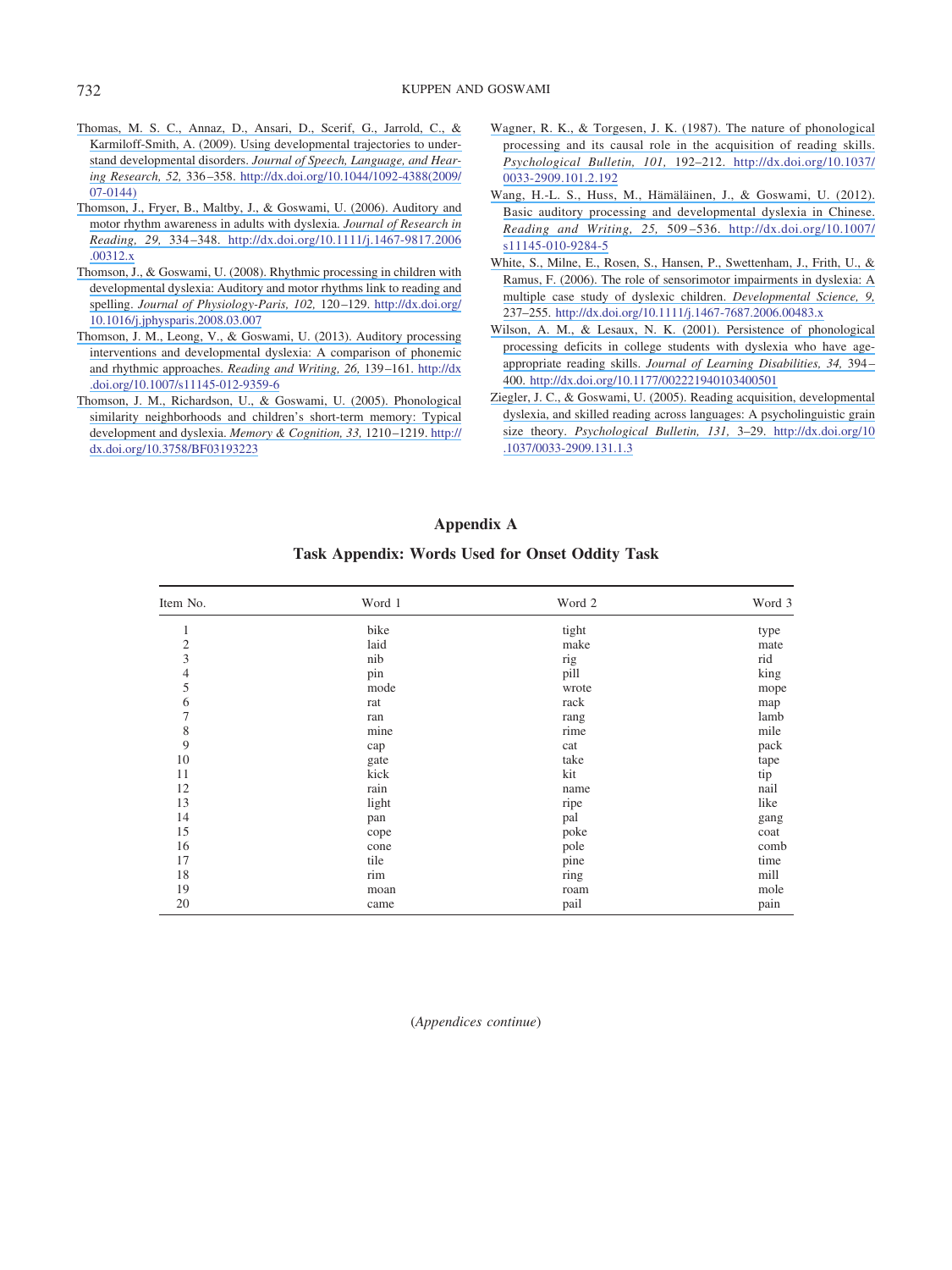Thomas, M. S. C., Annaz, D., Ansari, D., Scerif, G., Jarrold, C., & Karmiloff-Smith, A. (2009). Using developmental trajectories to understand developmental disorders. *Journal of Speech, Language, and Hearing Research, 52,* 336–358. http://dx.doi.org/10.1044/1092-4388(2009/07-0144)

Thomson, J., Fryer, B., Maltby, J., & Goswami, U. (2006). Auditory and motor rhythm awareness in adults with dyslexia. *Journal of Research in Reading, 29,* 334–348. http://dx.doi.org/10.1111/j.1467-9817.2006.00312.x

Thomson, J., & Goswami, U. (2008). Rhythmic processing in children with developmental dyslexia: Auditory and motor rhythms link to reading and spelling. *Journal of Physiology-Paris, 102,* 120–129. http://dx.doi.org/10.1016/j.jphysparis.2008.03.007

Thomson, J. M., Leong, V., & Goswami, U. (2013). Auditory processing interventions and developmental dyslexia: A comparison of phonemic and rhythmic approaches. *Reading and Writing, 26,* 139–161. http://dx.doi.org/10.1007/s11145-012-9359-6

Thomson, J. M., Richardson, U., & Goswami, U. (2005). Phonological similarity neighborhoods and children's short-term memory: Typical development and dyslexia. *Memory & Cognition, 33,* 1210–1219. http://dx.doi.org/10.3758/BF03193223

Wagner, R. K., & Torgesen, J. K. (1987). The nature of phonological processing and its causal role in the acquisition of reading skills. *Psychological Bulletin, 101,* 192–212. http://dx.doi.org/10.1037/0033-2909.101.2.192

Wang, H.-L. S., Huss, M., Hämäläinen, J., & Goswami, U. (2012). Basic auditory processing and developmental dyslexia in Chinese. *Reading and Writing, 25,* 509–536. http://dx.doi.org/10.1007/s11145-010-9284-5

White, S., Milne, E., Rosen, S., Hansen, P., Swettenham, J., Frith, U., & Ramus, F. (2006). The role of sensorimotor impairments in dyslexia: A multiple case study of dyslexic children. *Developmental Science, 9,* 237–255. http://dx.doi.org/10.1111/j.1467-7687.2006.00483.x

Wilson, A. M., & Lesaux, N. K. (2001). Persistence of phonological processing deficits in college students with dyslexia who have age-appropriate reading skills. *Journal of Learning Disabilities, 34,* 394–400. http://dx.doi.org/10.1177/002221940103400501

Ziegler, J. C., & Goswami, U. (2005). Reading acquisition, developmental dyslexia, and skilled reading across languages: A psycholinguistic grain size theory. *Psychological Bulletin, 131,* 3–29. http://dx.doi.org/10.1037/0033-2909.131.1.3

## Appendix A

### Task Appendix: Words Used for Onset Oddity Task

| Item No. | Word 1 | Word 2 | Word 3 |
|---|---|---|---|
| 1 | bike | tight | type |
| 2 | laid | make | mate |
| 3 | nib | rig | rid |
| 4 | pin | pill | king |
| 5 | mode | wrote | mope |
| 6 | rat | rack | map |
| 7 | ran | rang | lamb |
| 8 | mine | rime | mile |
| 9 | cap | cat | pack |
| 10 | gate | take | tape |
| 11 | kick | kit | tip |
| 12 | rain | name | nail |
| 13 | light | ripe | like |
| 14 | pan | pal | gang |
| 15 | cope | poke | coat |
| 16 | cone | pole | comb |
| 17 | tile | pine | time |
| 18 | rim | ring | mill |
| 19 | moan | roam | mole |
| 20 | came | pail | pain |

(*Appendices continue*)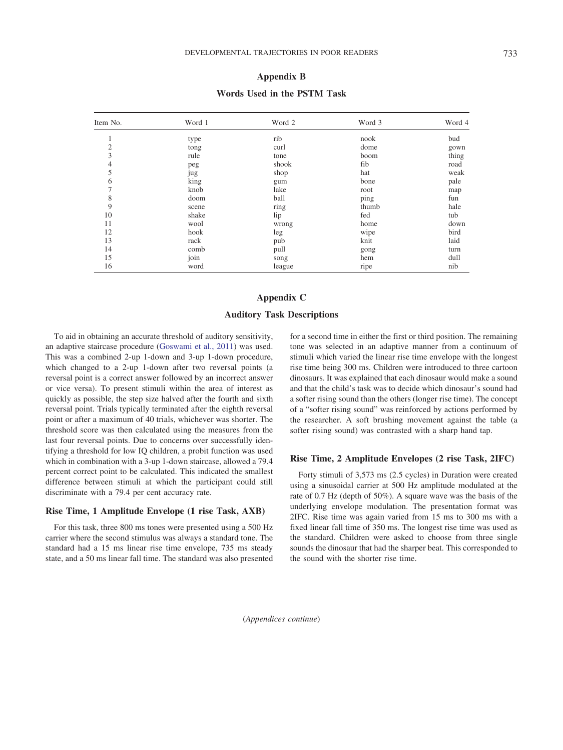## Appendix B

### Words Used in the PSTM Task

| Item No. | Word 1 | Word 2 | Word 3 | Word 4 |
|---|---|---|---|---|
| 1 | type | rib | nook | bud |
| 2 | tong | curl | dome | gown |
| 3 | rule | tone | boom | thing |
| 4 | peg | shook | fib | road |
| 5 | jug | shop | hat | weak |
| 6 | king | gum | bone | pale |
| 7 | knob | lake | root | map |
| 8 | doom | ball | ping | fun |
| 9 | scene | ring | thumb | hale |
| 10 | shake | lip | fed | tub |
| 11 | wool | wrong | home | down |
| 12 | hook | leg | wipe | bird |
| 13 | rack | pub | knit | laid |
| 14 | comb | pull | gong | turn |
| 15 | join | song | hem | dull |
| 16 | word | league | ripe | nib |

## Appendix C

### Auditory Task Descriptions

To aid in obtaining an accurate threshold of auditory sensitivity, an adaptive staircase procedure (Goswami et al., 2011) was used. This was a combined 2-up 1-down and 3-up 1-down procedure, which changed to a 2-up 1-down after two reversal points (a reversal point is a correct answer followed by an incorrect answer or vice versa). To present stimuli within the area of interest as quickly as possible, the step size halved after the fourth and sixth reversal point. Trials typically terminated after the eighth reversal point or after a maximum of 40 trials, whichever was shorter. The threshold score was then calculated using the measures from the last four reversal points. Due to concerns over successfully identifying a threshold for low IQ children, a probit function was used which in combination with a 3-up 1-down staircase, allowed a 79.4 percent correct point to be calculated. This indicated the smallest difference between stimuli at which the participant could still discriminate with a 79.4 per cent accuracy rate.

#### Rise Time, 1 Amplitude Envelope (1 rise Task, AXB)

For this task, three 800 ms tones were presented using a 500 Hz carrier where the second stimulus was always a standard tone. The standard had a 15 ms linear rise time envelope, 735 ms steady state, and a 50 ms linear fall time. The standard was also presented for a second time in either the first or third position. The remaining tone was selected in an adaptive manner from a continuum of stimuli which varied the linear rise time envelope with the longest rise time being 300 ms. Children were introduced to three cartoon dinosaurs. It was explained that each dinosaur would make a sound and that the child's task was to decide which dinosaur's sound had a softer rising sound than the others (longer rise time). The concept of a "softer rising sound" was reinforced by actions performed by the researcher. A soft brushing movement against the table (a softer rising sound) was contrasted with a sharp hand tap.

#### Rise Time, 2 Amplitude Envelopes (2 rise Task, 2IFC)

Forty stimuli of 3,573 ms (2.5 cycles) in Duration were created using a sinusoidal carrier at 500 Hz amplitude modulated at the rate of 0.7 Hz (depth of 50%). A square wave was the basis of the underlying envelope modulation. The presentation format was 2IFC. Rise time was again varied from 15 ms to 300 ms with a fixed linear fall time of 350 ms. The longest rise time was used as the standard. Children were asked to choose from three single sounds the dinosaur that had the sharper beat. This corresponded to the sound with the shorter rise time.

(*Appendices continue*)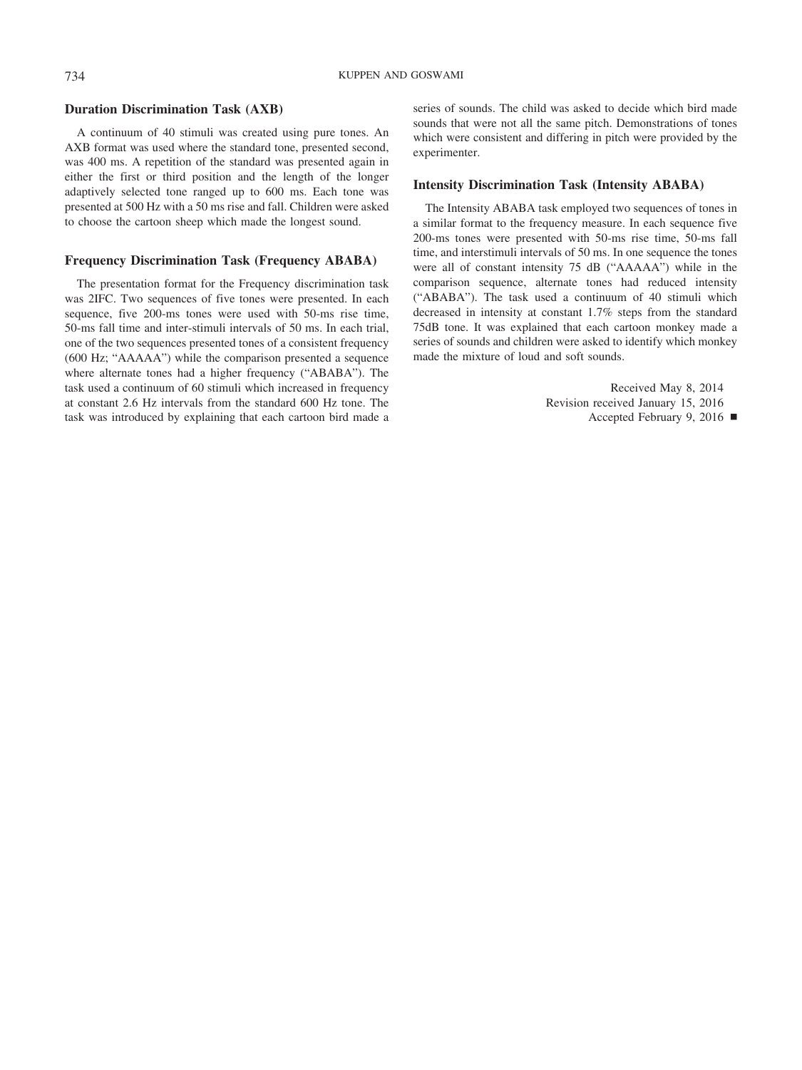### Duration Discrimination Task (AXB)

A continuum of 40 stimuli was created using pure tones. An AXB format was used where the standard tone, presented second, was 400 ms. A repetition of the standard was presented again in either the first or third position and the length of the longer adaptively selected tone ranged up to 600 ms. Each tone was presented at 500 Hz with a 50 ms rise and fall. Children were asked to choose the cartoon sheep which made the longest sound.

### Frequency Discrimination Task (Frequency ABABA)

The presentation format for the Frequency discrimination task was 2IFC. Two sequences of five tones were presented. In each sequence, five 200-ms tones were used with 50-ms rise time, 50-ms fall time and inter-stimuli intervals of 50 ms. In each trial, one of the two sequences presented tones of a consistent frequency (600 Hz; "AAAAA") while the comparison presented a sequence where alternate tones had a higher frequency ("ABABA"). The task used a continuum of 60 stimuli which increased in frequency at constant 2.6 Hz intervals from the standard 600 Hz tone. The task was introduced by explaining that each cartoon bird made a series of sounds. The child was asked to decide which bird made sounds that were not all the same pitch. Demonstrations of tones which were consistent and differing in pitch were provided by the experimenter.

### Intensity Discrimination Task (Intensity ABABA)

The Intensity ABABA task employed two sequences of tones in a similar format to the frequency measure. In each sequence five 200-ms tones were presented with 50-ms rise time, 50-ms fall time, and interstimuli intervals of 50 ms. In one sequence the tones were all of constant intensity 75 dB ("AAAAA") while in the comparison sequence, alternate tones had reduced intensity ("ABABA"). The task used a continuum of 40 stimuli which decreased in intensity at constant 1.7% steps from the standard 75dB tone. It was explained that each cartoon monkey made a series of sounds and children were asked to identify which monkey made the mixture of loud and soft sounds.

Received May 8, 2014
Revision received January 15, 2016
Accepted February 9, 2016 ■